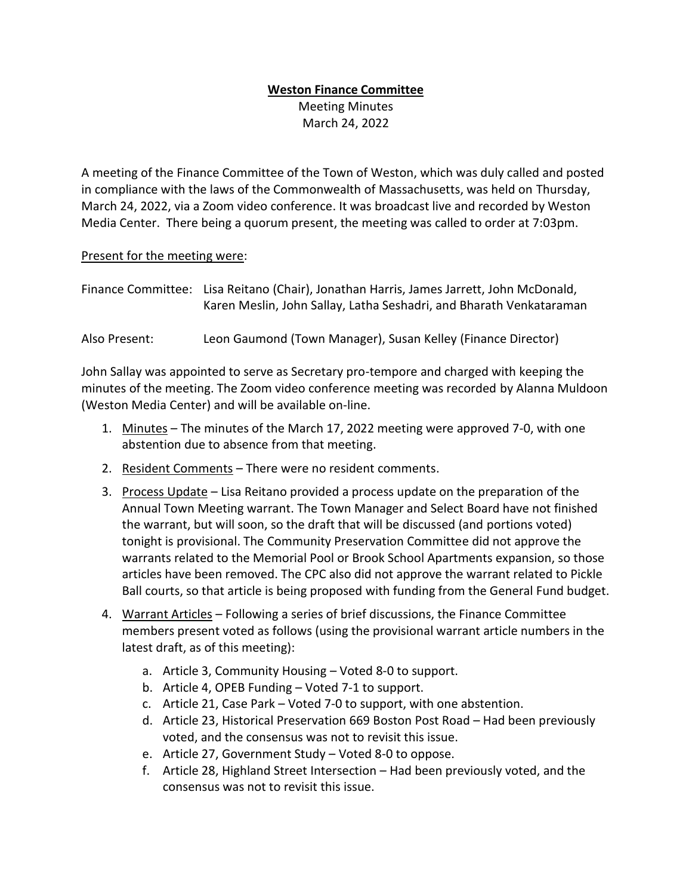# **Weston Finance Committee**

Meeting Minutes
March 24, 2022

A meeting of the Finance Committee of the Town of Weston, which was duly called and posted in compliance with the laws of the Commonwealth of Massachusetts, was held on Thursday, March 24, 2022, via a Zoom video conference. It was broadcast live and recorded by Weston Media Center. There being a quorum present, the meeting was called to order at 7:03pm.

Present for the meeting were:

Finance Committee: Lisa Reitano (Chair), Jonathan Harris, James Jarrett, John McDonald, Karen Meslin, John Sallay, Latha Seshadri, and Bharath Venkataraman

Also Present: Leon Gaumond (Town Manager), Susan Kelley (Finance Director)

John Sallay was appointed to serve as Secretary pro-tempore and charged with keeping the minutes of the meeting. The Zoom video conference meeting was recorded by Alanna Muldoon (Weston Media Center) and will be available on-line.

1. Minutes – The minutes of the March 17, 2022 meeting were approved 7-0, with one abstention due to absence from that meeting.
2. Resident Comments – There were no resident comments.
3. Process Update – Lisa Reitano provided a process update on the preparation of the Annual Town Meeting warrant. The Town Manager and Select Board have not finished the warrant, but will soon, so the draft that will be discussed (and portions voted) tonight is provisional. The Community Preservation Committee did not approve the warrants related to the Memorial Pool or Brook School Apartments expansion, so those articles have been removed. The CPC also did not approve the warrant related to Pickle Ball courts, so that article is being proposed with funding from the General Fund budget.
4. Warrant Articles – Following a series of brief discussions, the Finance Committee members present voted as follows (using the provisional warrant article numbers in the latest draft, as of this meeting):
   a. Article 3, Community Housing – Voted 8-0 to support.
   b. Article 4, OPEB Funding – Voted 7-1 to support.
   c. Article 21, Case Park – Voted 7-0 to support, with one abstention.
   d. Article 23, Historical Preservation 669 Boston Post Road – Had been previously voted, and the consensus was not to revisit this issue.
   e. Article 27, Government Study – Voted 8-0 to oppose.
   f. Article 28, Highland Street Intersection – Had been previously voted, and the consensus was not to revisit this issue.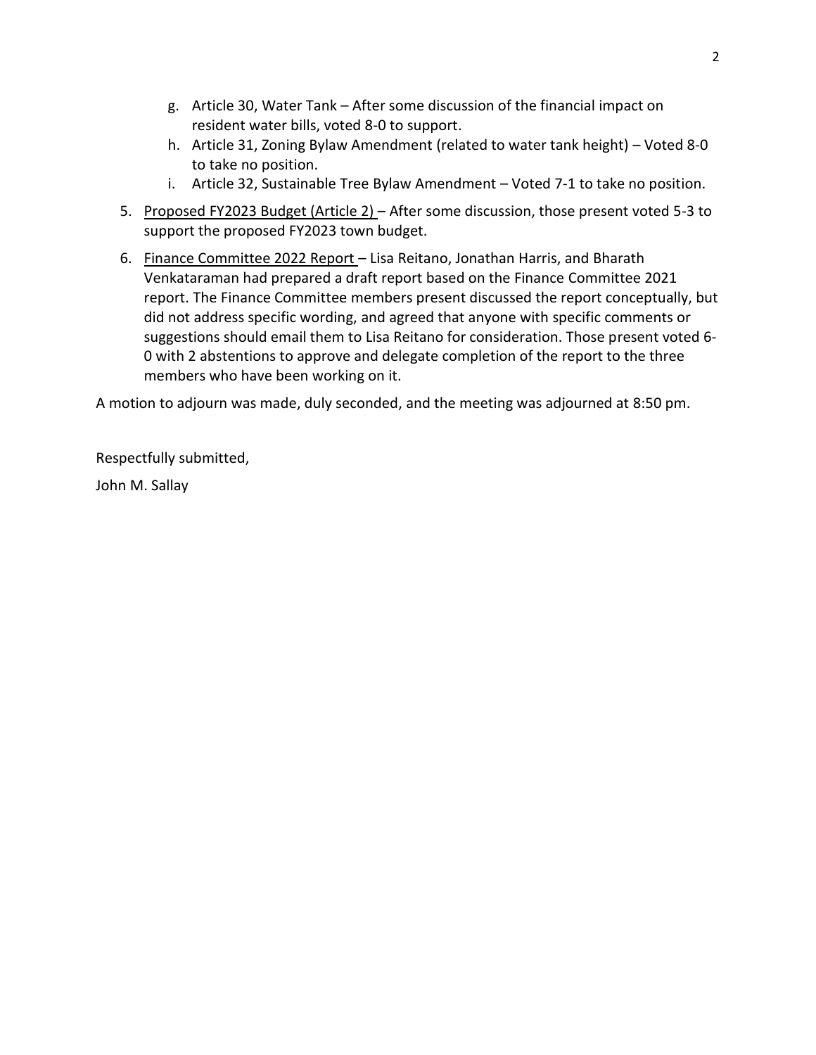g. Article 30, Water Tank – After some discussion of the financial impact on resident water bills, voted 8-0 to support.
   h. Article 31, Zoning Bylaw Amendment (related to water tank height) – Voted 8-0 to take no position.
   i. Article 32, Sustainable Tree Bylaw Amendment – Voted 7-1 to take no position.

5. Proposed FY2023 Budget (Article 2) – After some discussion, those present voted 5-3 to support the proposed FY2023 town budget.
6. Finance Committee 2022 Report – Lisa Reitano, Jonathan Harris, and Bharath Venkataraman had prepared a draft report based on the Finance Committee 2021 report. The Finance Committee members present discussed the report conceptually, but did not address specific wording, and agreed that anyone with specific comments or suggestions should email them to Lisa Reitano for consideration. Those present voted 6-0 with 2 abstentions to approve and delegate completion of the report to the three members who have been working on it.

A motion to adjourn was made, duly seconded, and the meeting was adjourned at 8:50 pm.

Respectfully submitted,

John M. Sallay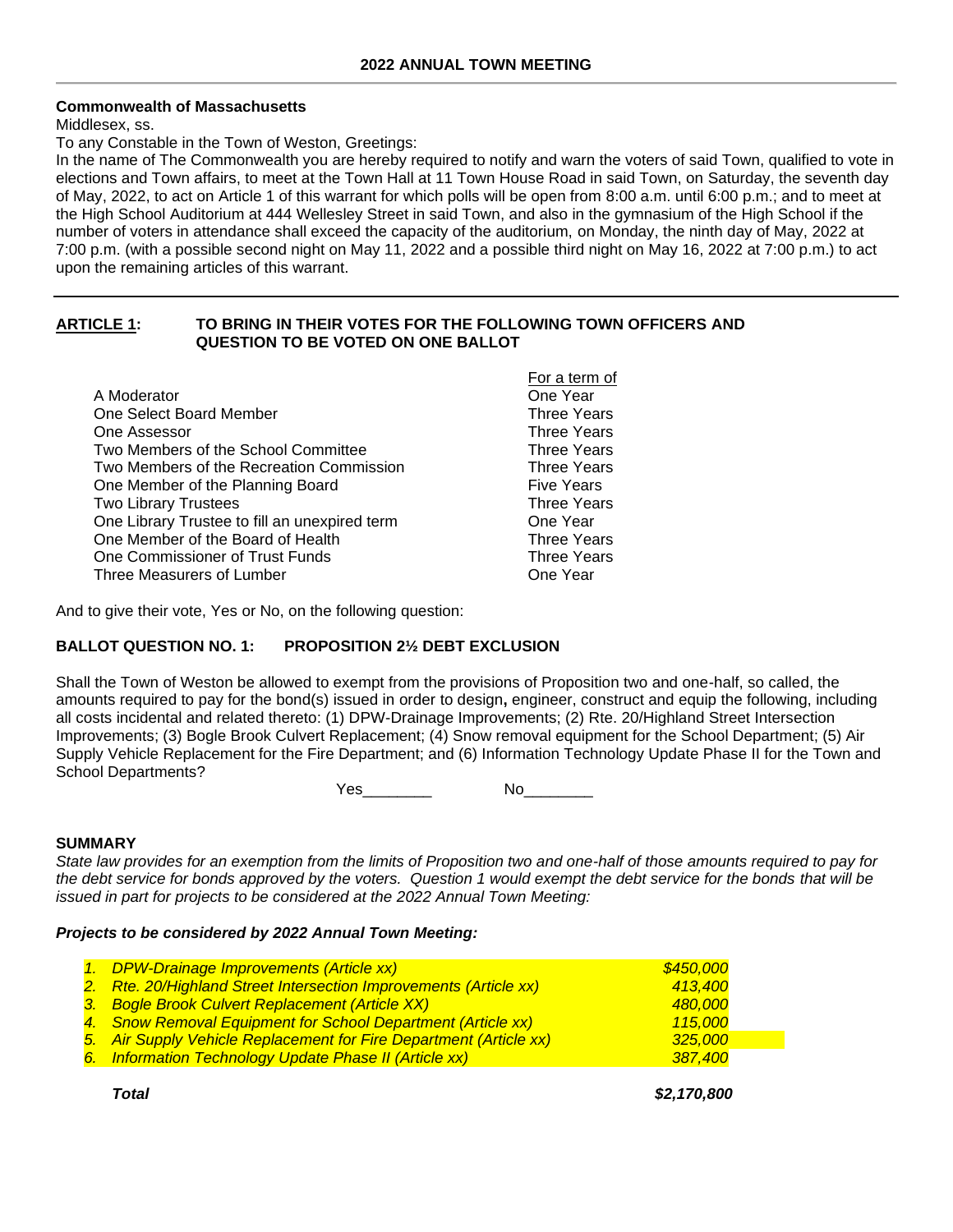## 2022 ANNUAL TOWN MEETING

**Commonwealth of Massachusetts**

Middlesex, ss.

To any Constable in the Town of Weston, Greetings:

In the name of The Commonwealth you are hereby required to notify and warn the voters of said Town, qualified to vote in elections and Town affairs, to meet at the Town Hall at 11 Town House Road in said Town, on Saturday, the seventh day of May, 2022, to act on Article 1 of this warrant for which polls will be open from 8:00 a.m. until 6:00 p.m.; and to meet at the High School Auditorium at 444 Wellesley Street in said Town, and also in the gymnasium of the High School if the number of voters in attendance shall exceed the capacity of the auditorium, on Monday, the ninth day of May, 2022 at 7:00 p.m. (with a possible second night on May 11, 2022 and a possible third night on May 16, 2022 at 7:00 p.m.) to act upon the remaining articles of this warrant.

---

**ARTICLE 1: TO BRING IN THEIR VOTES FOR THE FOLLOWING TOWN OFFICERS AND QUESTION TO BE VOTED ON ONE BALLOT**

| | For a term of |
|---|---|
| A Moderator | One Year |
| One Select Board Member | Three Years |
| One Assessor | Three Years |
| Two Members of the School Committee | Three Years |
| Two Members of the Recreation Commission | Three Years |
| One Member of the Planning Board | Five Years |
| Two Library Trustees | Three Years |
| One Library Trustee to fill an unexpired term | One Year |
| One Member of the Board of Health | Three Years |
| One Commissioner of Trust Funds | Three Years |
| Three Measurers of Lumber | One Year |

And to give their vote, Yes or No, on the following question:

**BALLOT QUESTION NO. 1: PROPOSITION 2½ DEBT EXCLUSION**

Shall the Town of Weston be allowed to exempt from the provisions of Proposition two and one-half, so called, the amounts required to pay for the bond(s) issued in order to design**,** engineer, construct and equip the following, including all costs incidental and related thereto: (1) DPW-Drainage Improvements; (2) Rte. 20/Highland Street Intersection Improvements; (3) Bogle Brook Culvert Replacement; (4) Snow removal equipment for the School Department; (5) Air Supply Vehicle Replacement for the Fire Department; and (6) Information Technology Update Phase II for the Town and School Departments?

Yes________ No________

**SUMMARY**

*State law provides for an exemption from the limits of Proposition two and one-half of those amounts required to pay for the debt service for bonds approved by the voters. Question 1 would exempt the debt service for the bonds that will be issued in part for projects to be considered at the 2022 Annual Town Meeting:*

***Projects to be considered by 2022 Annual Town Meeting:***

| | |
|---|---|
| *1. DPW-Drainage Improvements (Article xx)* | *$450,000* |
| *2. Rte. 20/Highland Street Intersection Improvements (Article xx)* | *413,400* |
| *3. Bogle Brook Culvert Replacement (Article XX)* | *480,000* |
| *4. Snow Removal Equipment for School Department (Article xx)* | *115,000* |
| *5. Air Supply Vehicle Replacement for Fire Department (Article xx)* | *325,000* |
| *6. Information Technology Update Phase II (Article xx)* | *387,400* |
| ***Total*** | ***$2,170,800*** |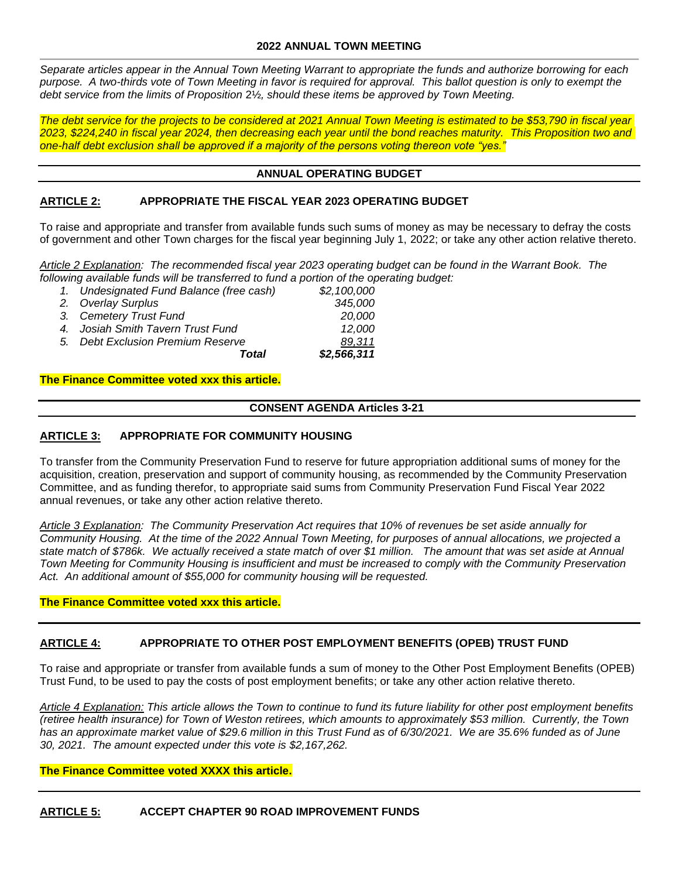**2022 ANNUAL TOWN MEETING**

*Separate articles appear in the Annual Town Meeting Warrant to appropriate the funds and authorize borrowing for each purpose. A two-thirds vote of Town Meeting in favor is required for approval. This ballot question is only to exempt the debt service from the limits of Proposition 2½, should these items be approved by Town Meeting.*

*The debt service for the projects to be considered at 2021 Annual Town Meeting is estimated to be $53,790 in fiscal year 2023, $224,240 in fiscal year 2024, then decreasing each year until the bond reaches maturity. This Proposition two and one-half debt exclusion shall be approved if a majority of the persons voting thereon vote "yes."*

## ANNUAL OPERATING BUDGET

### ARTICLE 2: APPROPRIATE THE FISCAL YEAR 2023 OPERATING BUDGET

To raise and appropriate and transfer from available funds such sums of money as may be necessary to defray the costs of government and other Town charges for the fiscal year beginning July 1, 2022; or take any other action relative thereto.

*Article 2 Explanation: The recommended fiscal year 2023 operating budget can be found in the Warrant Book. The following available funds will be transferred to fund a portion of the operating budget:*

| | |
|---|---|
| *1. Undesignated Fund Balance (free cash)* | *$2,100,000* |
| *2. Overlay Surplus* | *345,000* |
| *3. Cemetery Trust Fund* | *20,000* |
| *4. Josiah Smith Tavern Trust Fund* | *12,000* |
| *5. Debt Exclusion Premium Reserve* | *89,311* |
| ***Total*** | ***$2,566,311*** |

**The Finance Committee voted xxx this article.**

## CONSENT AGENDA Articles 3-21

### ARTICLE 3: APPROPRIATE FOR COMMUNITY HOUSING

To transfer from the Community Preservation Fund to reserve for future appropriation additional sums of money for the acquisition, creation, preservation and support of community housing, as recommended by the Community Preservation Committee, and as funding therefor, to appropriate said sums from Community Preservation Fund Fiscal Year 2022 annual revenues, or take any other action relative thereto.

*Article 3 Explanation: The Community Preservation Act requires that 10% of revenues be set aside annually for Community Housing. At the time of the 2022 Annual Town Meeting, for purposes of annual allocations, we projected a state match of $786k. We actually received a state match of over $1 million. The amount that was set aside at Annual Town Meeting for Community Housing is insufficient and must be increased to comply with the Community Preservation Act. An additional amount of $55,000 for community housing will be requested.*

**The Finance Committee voted xxx this article.**

### ARTICLE 4: APPROPRIATE TO OTHER POST EMPLOYMENT BENEFITS (OPEB) TRUST FUND

To raise and appropriate or transfer from available funds a sum of money to the Other Post Employment Benefits (OPEB) Trust Fund, to be used to pay the costs of post employment benefits; or take any other action relative thereto.

*Article 4 Explanation: This article allows the Town to continue to fund its future liability for other post employment benefits (retiree health insurance) for Town of Weston retirees, which amounts to approximately $53 million. Currently, the Town has an approximate market value of $29.6 million in this Trust Fund as of 6/30/2021. We are 35.6% funded as of June 30, 2021. The amount expected under this vote is $2,167,262.*

**The Finance Committee voted XXXX this article.**

### ARTICLE 5: ACCEPT CHAPTER 90 ROAD IMPROVEMENT FUNDS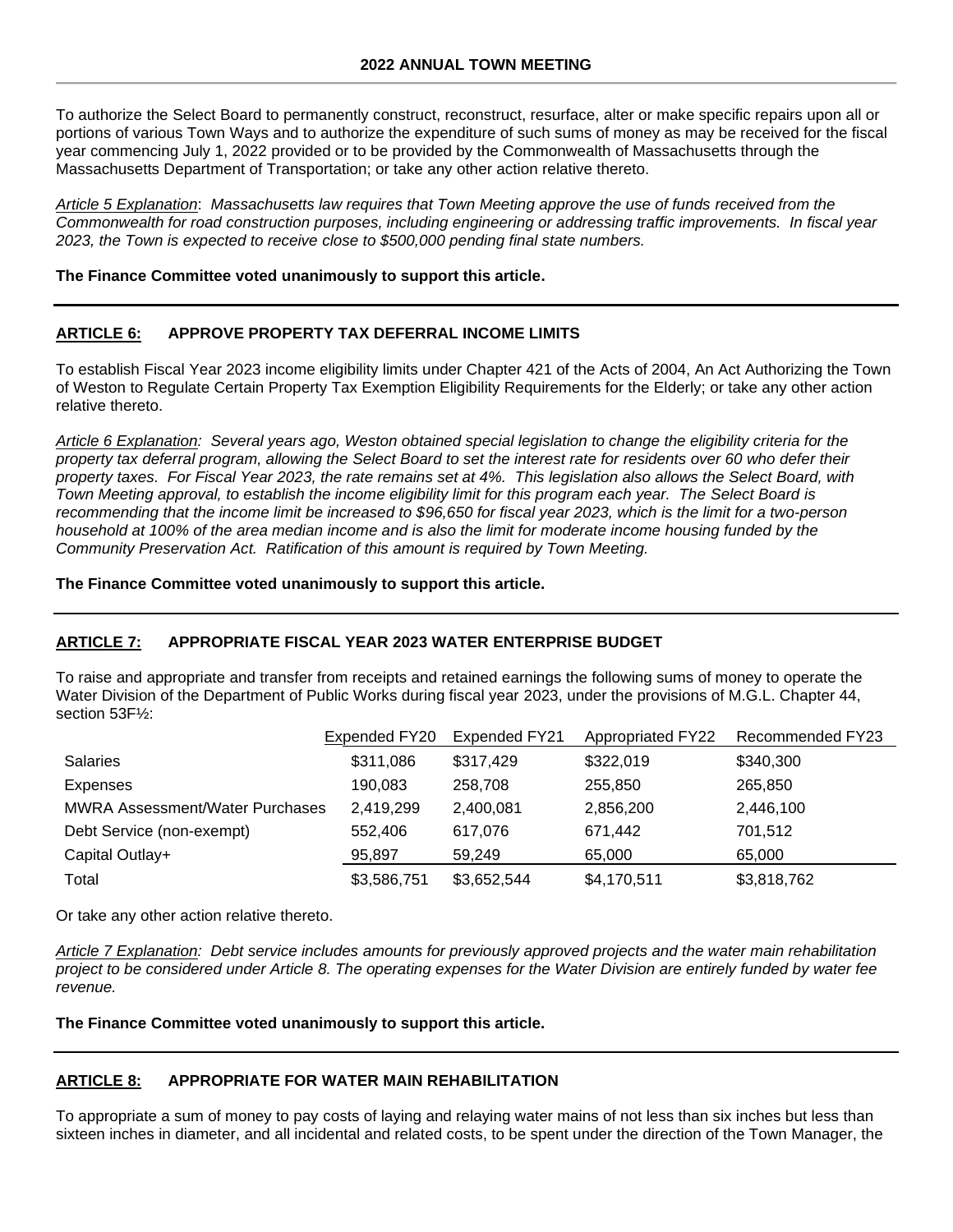To authorize the Select Board to permanently construct, reconstruct, resurface, alter or make specific repairs upon all or portions of various Town Ways and to authorize the expenditure of such sums of money as may be received for the fiscal year commencing July 1, 2022 provided or to be provided by the Commonwealth of Massachusetts through the Massachusetts Department of Transportation; or take any other action relative thereto.

*Article 5 Explanation: Massachusetts law requires that Town Meeting approve the use of funds received from the Commonwealth for road construction purposes, including engineering or addressing traffic improvements. In fiscal year 2023, the Town is expected to receive close to $500,000 pending final state numbers.*

**The Finance Committee voted unanimously to support this article.**

---

## ARTICLE 6: APPROVE PROPERTY TAX DEFERRAL INCOME LIMITS

To establish Fiscal Year 2023 income eligibility limits under Chapter 421 of the Acts of 2004, An Act Authorizing the Town of Weston to Regulate Certain Property Tax Exemption Eligibility Requirements for the Elderly; or take any other action relative thereto.

*Article 6 Explanation: Several years ago, Weston obtained special legislation to change the eligibility criteria for the property tax deferral program, allowing the Select Board to set the interest rate for residents over 60 who defer their property taxes. For Fiscal Year 2023, the rate remains set at 4%. This legislation also allows the Select Board, with Town Meeting approval, to establish the income eligibility limit for this program each year. The Select Board is recommending that the income limit be increased to $96,650 for fiscal year 2023, which is the limit for a two-person household at 100% of the area median income and is also the limit for moderate income housing funded by the Community Preservation Act. Ratification of this amount is required by Town Meeting.*

**The Finance Committee voted unanimously to support this article.**

---

## ARTICLE 7: APPROPRIATE FISCAL YEAR 2023 WATER ENTERPRISE BUDGET

To raise and appropriate and transfer from receipts and retained earnings the following sums of money to operate the Water Division of the Department of Public Works during fiscal year 2023, under the provisions of M.G.L. Chapter 44, section 53F½:

| | Expended FY20 | Expended FY21 | Appropriated FY22 | Recommended FY23 |
|---|---|---|---|---|
| Salaries | $311,086 | $317,429 | $322,019 | $340,300 |
| Expenses | 190,083 | 258,708 | 255,850 | 265,850 |
| MWRA Assessment/Water Purchases | 2,419,299 | 2,400,081 | 2,856,200 | 2,446,100 |
| Debt Service (non-exempt) | 552,406 | 617,076 | 671,442 | 701,512 |
| Capital Outlay+ | 95,897 | 59,249 | 65,000 | 65,000 |
| Total | $3,586,751 | $3,652,544 | $4,170,511 | $3,818,762 |

Or take any other action relative thereto.

*Article 7 Explanation: Debt service includes amounts for previously approved projects and the water main rehabilitation project to be considered under Article 8. The operating expenses for the Water Division are entirely funded by water fee revenue.*

**The Finance Committee voted unanimously to support this article.**

---

## ARTICLE 8: APPROPRIATE FOR WATER MAIN REHABILITATION

To appropriate a sum of money to pay costs of laying and relaying water mains of not less than six inches but less than sixteen inches in diameter, and all incidental and related costs, to be spent under the direction of the Town Manager, the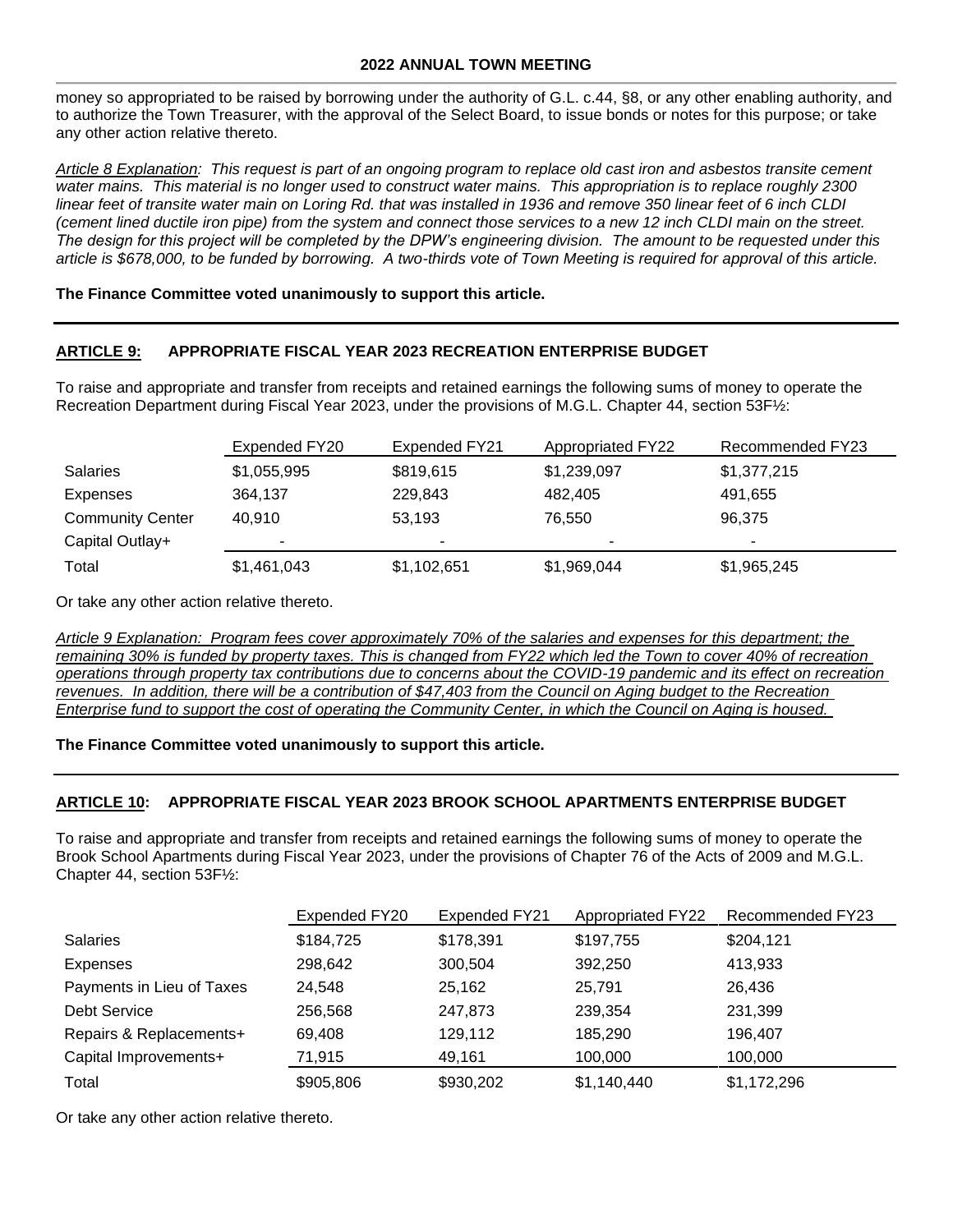money so appropriated to be raised by borrowing under the authority of G.L. c.44, §8, or any other enabling authority, and to authorize the Town Treasurer, with the approval of the Select Board, to issue bonds or notes for this purpose; or take any other action relative thereto.

*Article 8 Explanation: This request is part of an ongoing program to replace old cast iron and asbestos transite cement water mains. This material is no longer used to construct water mains. This appropriation is to replace roughly 2300 linear feet of transite water main on Loring Rd. that was installed in 1936 and remove 350 linear feet of 6 inch CLDI (cement lined ductile iron pipe) from the system and connect those services to a new 12 inch CLDI main on the street. The design for this project will be completed by the DPW's engineering division. The amount to be requested under this article is $678,000, to be funded by borrowing. A two-thirds vote of Town Meeting is required for approval of this article.*

**The Finance Committee voted unanimously to support this article.**

## ARTICLE 9: APPROPRIATE FISCAL YEAR 2023 RECREATION ENTERPRISE BUDGET

To raise and appropriate and transfer from receipts and retained earnings the following sums of money to operate the Recreation Department during Fiscal Year 2023, under the provisions of M.G.L. Chapter 44, section 53F½:

| | Expended FY20 | Expended FY21 | Appropriated FY22 | Recommended FY23 |
|---|---|---|---|---|
| Salaries | $1,055,995 | $819,615 | $1,239,097 | $1,377,215 |
| Expenses | 364,137 | 229,843 | 482,405 | 491,655 |
| Community Center | 40,910 | 53,193 | 76,550 | 96,375 |
| Capital Outlay+ | - | - | - | - |
| Total | $1,461,043 | $1,102,651 | $1,969,044 | $1,965,245 |

Or take any other action relative thereto.

*Article 9 Explanation: Program fees cover approximately 70% of the salaries and expenses for this department; the remaining 30% is funded by property taxes. This is changed from FY22 which led the Town to cover 40% of recreation operations through property tax contributions due to concerns about the COVID-19 pandemic and its effect on recreation revenues. In addition, there will be a contribution of $47,403 from the Council on Aging budget to the Recreation Enterprise fund to support the cost of operating the Community Center, in which the Council on Aging is housed.*

**The Finance Committee voted unanimously to support this article.**

## ARTICLE 10: APPROPRIATE FISCAL YEAR 2023 BROOK SCHOOL APARTMENTS ENTERPRISE BUDGET

To raise and appropriate and transfer from receipts and retained earnings the following sums of money to operate the Brook School Apartments during Fiscal Year 2023, under the provisions of Chapter 76 of the Acts of 2009 and M.G.L. Chapter 44, section 53F½:

| | Expended FY20 | Expended FY21 | Appropriated FY22 | Recommended FY23 |
|---|---|---|---|---|
| Salaries | $184,725 | $178,391 | $197,755 | $204,121 |
| Expenses | 298,642 | 300,504 | 392,250 | 413,933 |
| Payments in Lieu of Taxes | 24,548 | 25,162 | 25,791 | 26,436 |
| Debt Service | 256,568 | 247,873 | 239,354 | 231,399 |
| Repairs & Replacements+ | 69,408 | 129,112 | 185,290 | 196,407 |
| Capital Improvements+ | 71,915 | 49,161 | 100,000 | 100,000 |
| Total | $905,806 | $930,202 | $1,140,440 | $1,172,296 |

Or take any other action relative thereto.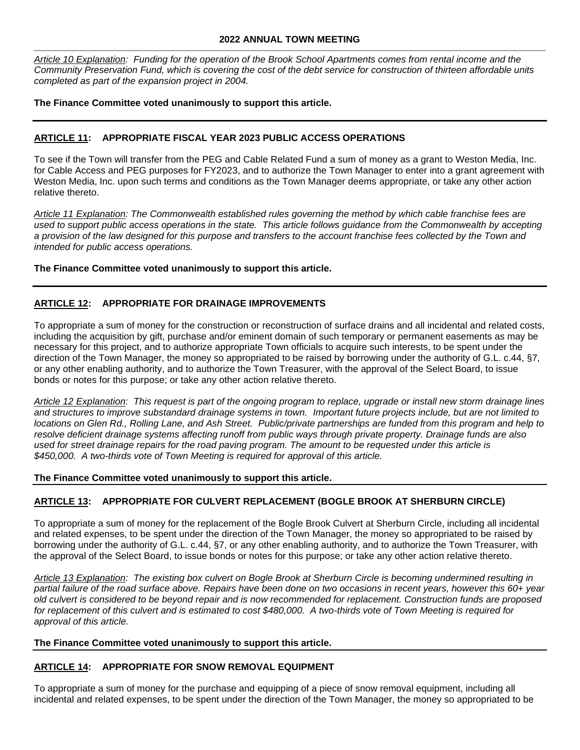*Article 10 Explanation: Funding for the operation of the Brook School Apartments comes from rental income and the Community Preservation Fund, which is covering the cost of the debt service for construction of thirteen affordable units completed as part of the expansion project in 2004.*

**The Finance Committee voted unanimously to support this article.**

---

## ARTICLE 11: APPROPRIATE FISCAL YEAR 2023 PUBLIC ACCESS OPERATIONS

To see if the Town will transfer from the PEG and Cable Related Fund a sum of money as a grant to Weston Media, Inc. for Cable Access and PEG purposes for FY2023, and to authorize the Town Manager to enter into a grant agreement with Weston Media, Inc. upon such terms and conditions as the Town Manager deems appropriate, or take any other action relative thereto.

*Article 11 Explanation: The Commonwealth established rules governing the method by which cable franchise fees are used to support public access operations in the state. This article follows guidance from the Commonwealth by accepting a provision of the law designed for this purpose and transfers to the account franchise fees collected by the Town and intended for public access operations.*

**The Finance Committee voted unanimously to support this article.**

---

## ARTICLE 12: APPROPRIATE FOR DRAINAGE IMPROVEMENTS

To appropriate a sum of money for the construction or reconstruction of surface drains and all incidental and related costs, including the acquisition by gift, purchase and/or eminent domain of such temporary or permanent easements as may be necessary for this project, and to authorize appropriate Town officials to acquire such interests, to be spent under the direction of the Town Manager, the money so appropriated to be raised by borrowing under the authority of G.L. c.44, §7, or any other enabling authority, and to authorize the Town Treasurer, with the approval of the Select Board, to issue bonds or notes for this purpose; or take any other action relative thereto.

*Article 12 Explanation: This request is part of the ongoing program to replace, upgrade or install new storm drainage lines and structures to improve substandard drainage systems in town. Important future projects include, but are not limited to locations on Glen Rd., Rolling Lane, and Ash Street. Public/private partnerships are funded from this program and help to resolve deficient drainage systems affecting runoff from public ways through private property. Drainage funds are also used for street drainage repairs for the road paving program. The amount to be requested under this article is $450,000. A two-thirds vote of Town Meeting is required for approval of this article.*

**The Finance Committee voted unanimously to support this article.**

---

## ARTICLE 13: APPROPRIATE FOR CULVERT REPLACEMENT (BOGLE BROOK AT SHERBURN CIRCLE)

To appropriate a sum of money for the replacement of the Bogle Brook Culvert at Sherburn Circle, including all incidental and related expenses, to be spent under the direction of the Town Manager, the money so appropriated to be raised by borrowing under the authority of G.L. c.44, §7, or any other enabling authority, and to authorize the Town Treasurer, with the approval of the Select Board, to issue bonds or notes for this purpose; or take any other action relative thereto.

*Article 13 Explanation: The existing box culvert on Bogle Brook at Sherburn Circle is becoming undermined resulting in partial failure of the road surface above. Repairs have been done on two occasions in recent years, however this 60+ year old culvert is considered to be beyond repair and is now recommended for replacement. Construction funds are proposed for replacement of this culvert and is estimated to cost $480,000. A two-thirds vote of Town Meeting is required for approval of this article.*

**The Finance Committee voted unanimously to support this article.**

---

## ARTICLE 14: APPROPRIATE FOR SNOW REMOVAL EQUIPMENT

To appropriate a sum of money for the purchase and equipping of a piece of snow removal equipment, including all incidental and related expenses, to be spent under the direction of the Town Manager, the money so appropriated to be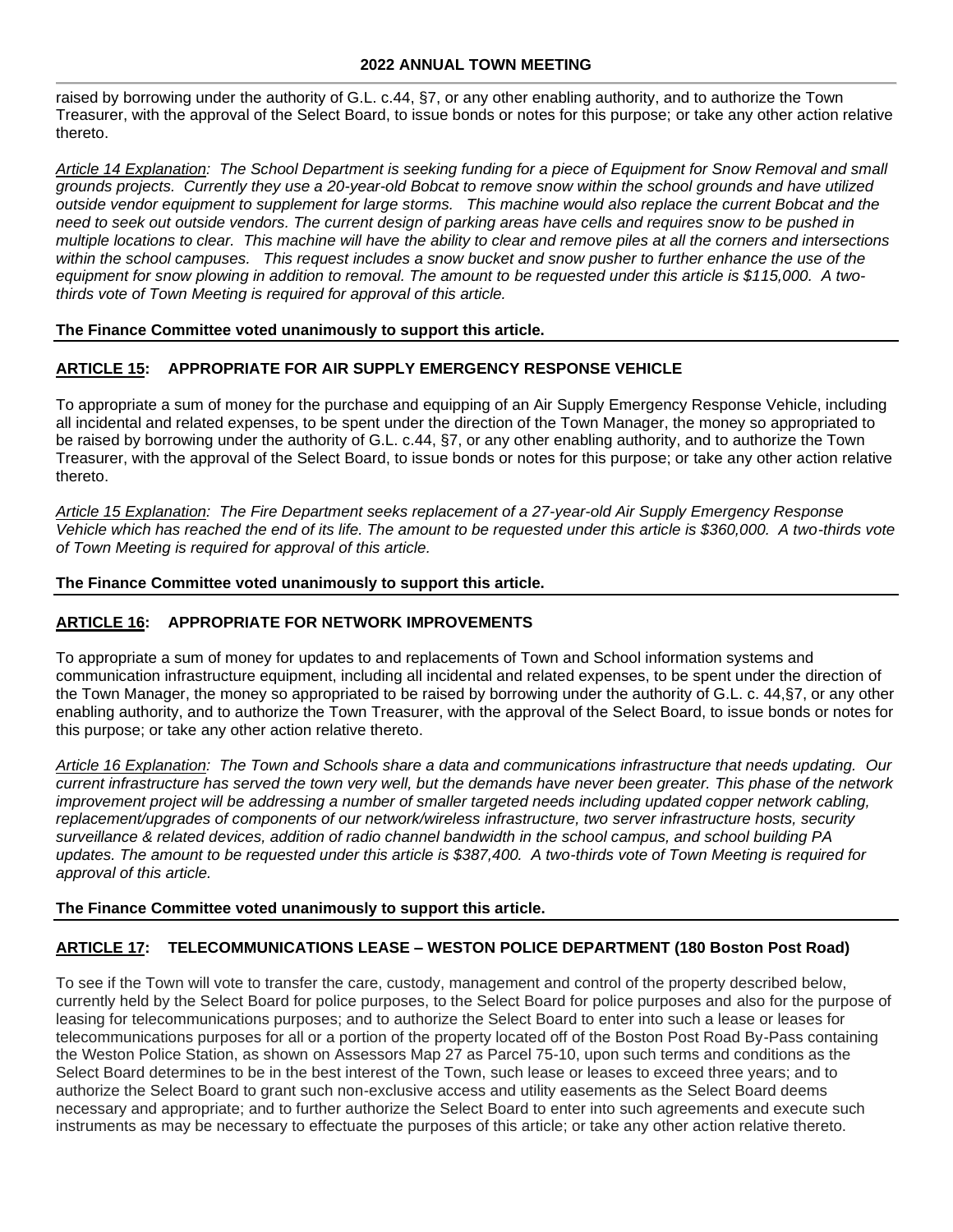raised by borrowing under the authority of G.L. c.44, §7, or any other enabling authority, and to authorize the Town Treasurer, with the approval of the Select Board, to issue bonds or notes for this purpose; or take any other action relative thereto.

*Article 14 Explanation: The School Department is seeking funding for a piece of Equipment for Snow Removal and small grounds projects. Currently they use a 20-year-old Bobcat to remove snow within the school grounds and have utilized outside vendor equipment to supplement for large storms. This machine would also replace the current Bobcat and the need to seek out outside vendors. The current design of parking areas have cells and requires snow to be pushed in multiple locations to clear. This machine will have the ability to clear and remove piles at all the corners and intersections within the school campuses. This request includes a snow bucket and snow pusher to further enhance the use of the equipment for snow plowing in addition to removal. The amount to be requested under this article is $115,000. A two-thirds vote of Town Meeting is required for approval of this article.*

**The Finance Committee voted unanimously to support this article.**

## ARTICLE 15: APPROPRIATE FOR AIR SUPPLY EMERGENCY RESPONSE VEHICLE

To appropriate a sum of money for the purchase and equipping of an Air Supply Emergency Response Vehicle, including all incidental and related expenses, to be spent under the direction of the Town Manager, the money so appropriated to be raised by borrowing under the authority of G.L. c.44, §7, or any other enabling authority, and to authorize the Town Treasurer, with the approval of the Select Board, to issue bonds or notes for this purpose; or take any other action relative thereto.

*Article 15 Explanation: The Fire Department seeks replacement of a 27-year-old Air Supply Emergency Response Vehicle which has reached the end of its life. The amount to be requested under this article is $360,000. A two-thirds vote of Town Meeting is required for approval of this article.*

**The Finance Committee voted unanimously to support this article.**

## ARTICLE 16: APPROPRIATE FOR NETWORK IMPROVEMENTS

To appropriate a sum of money for updates to and replacements of Town and School information systems and communication infrastructure equipment, including all incidental and related expenses, to be spent under the direction of the Town Manager, the money so appropriated to be raised by borrowing under the authority of G.L. c. 44,§7, or any other enabling authority, and to authorize the Town Treasurer, with the approval of the Select Board, to issue bonds or notes for this purpose; or take any other action relative thereto.

*Article 16 Explanation: The Town and Schools share a data and communications infrastructure that needs updating. Our current infrastructure has served the town very well, but the demands have never been greater. This phase of the network improvement project will be addressing a number of smaller targeted needs including updated copper network cabling, replacement/upgrades of components of our network/wireless infrastructure, two server infrastructure hosts, security surveillance & related devices, addition of radio channel bandwidth in the school campus, and school building PA updates. The amount to be requested under this article is $387,400. A two-thirds vote of Town Meeting is required for approval of this article.*

**The Finance Committee voted unanimously to support this article.**

## ARTICLE 17: TELECOMMUNICATIONS LEASE – WESTON POLICE DEPARTMENT (180 Boston Post Road)

To see if the Town will vote to transfer the care, custody, management and control of the property described below, currently held by the Select Board for police purposes, to the Select Board for police purposes and also for the purpose of leasing for telecommunications purposes; and to authorize the Select Board to enter into such a lease or leases for telecommunications purposes for all or a portion of the property located off of the Boston Post Road By-Pass containing the Weston Police Station, as shown on Assessors Map 27 as Parcel 75-10, upon such terms and conditions as the Select Board determines to be in the best interest of the Town, such lease or leases to exceed three years; and to authorize the Select Board to grant such non-exclusive access and utility easements as the Select Board deems necessary and appropriate; and to further authorize the Select Board to enter into such agreements and execute such instruments as may be necessary to effectuate the purposes of this article; or take any other action relative thereto.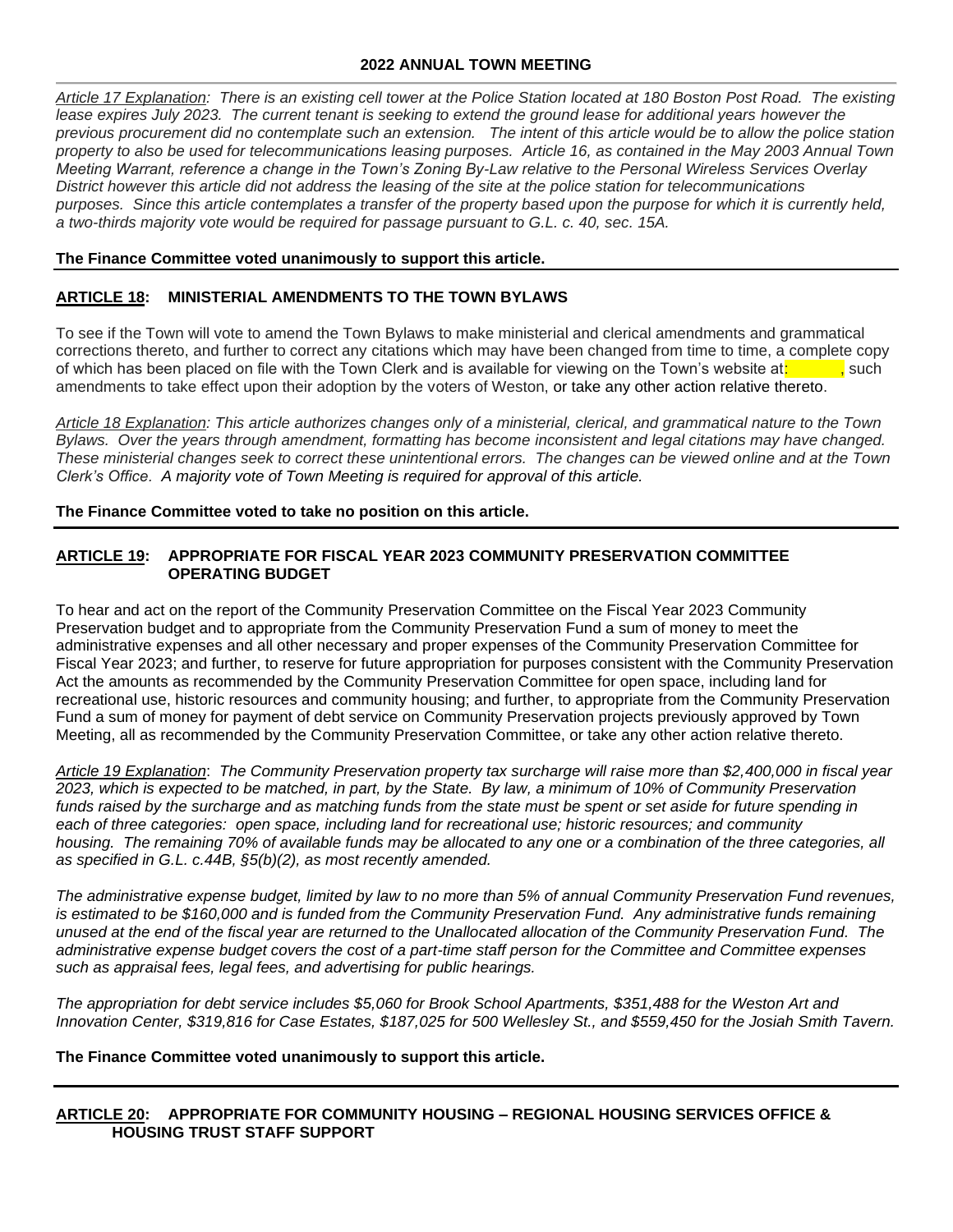*Article 17 Explanation: There is an existing cell tower at the Police Station located at 180 Boston Post Road. The existing lease expires July 2023. The current tenant is seeking to extend the ground lease for additional years however the previous procurement did no contemplate such an extension. The intent of this article would be to allow the police station property to also be used for telecommunications leasing purposes. Article 16, as contained in the May 2003 Annual Town Meeting Warrant, reference a change in the Town's Zoning By-Law relative to the Personal Wireless Services Overlay District however this article did not address the leasing of the site at the police station for telecommunications purposes. Since this article contemplates a transfer of the property based upon the purpose for which it is currently held, a two-thirds majority vote would be required for passage pursuant to G.L. c. 40, sec. 15A.*

**The Finance Committee voted unanimously to support this article.**

## ARTICLE 18: MINISTERIAL AMENDMENTS TO THE TOWN BYLAWS

To see if the Town will vote to amend the Town Bylaws to make ministerial and clerical amendments and grammatical corrections thereto, and further to correct any citations which may have been changed from time to time, a complete copy of which has been placed on file with the Town Clerk and is available for viewing on the Town's website at: , such amendments to take effect upon their adoption by the voters of Weston, or take any other action relative thereto.

*Article 18 Explanation: This article authorizes changes only of a ministerial, clerical, and grammatical nature to the Town Bylaws. Over the years through amendment, formatting has become inconsistent and legal citations may have changed. These ministerial changes seek to correct these unintentional errors. The changes can be viewed online and at the Town Clerk's Office. A majority vote of Town Meeting is required for approval of this article.*

**The Finance Committee voted to take no position on this article.**

## ARTICLE 19: APPROPRIATE FOR FISCAL YEAR 2023 COMMUNITY PRESERVATION COMMITTEE OPERATING BUDGET

To hear and act on the report of the Community Preservation Committee on the Fiscal Year 2023 Community Preservation budget and to appropriate from the Community Preservation Fund a sum of money to meet the administrative expenses and all other necessary and proper expenses of the Community Preservation Committee for Fiscal Year 2023; and further, to reserve for future appropriation for purposes consistent with the Community Preservation Act the amounts as recommended by the Community Preservation Committee for open space, including land for recreational use, historic resources and community housing; and further, to appropriate from the Community Preservation Fund a sum of money for payment of debt service on Community Preservation projects previously approved by Town Meeting, all as recommended by the Community Preservation Committee, or take any other action relative thereto.

*Article 19 Explanation: The Community Preservation property tax surcharge will raise more than $2,400,000 in fiscal year 2023, which is expected to be matched, in part, by the State. By law, a minimum of 10% of Community Preservation funds raised by the surcharge and as matching funds from the state must be spent or set aside for future spending in each of three categories: open space, including land for recreational use; historic resources; and community housing. The remaining 70% of available funds may be allocated to any one or a combination of the three categories, all as specified in G.L. c.44B, §5(b)(2), as most recently amended.*

*The administrative expense budget, limited by law to no more than 5% of annual Community Preservation Fund revenues, is estimated to be $160,000 and is funded from the Community Preservation Fund. Any administrative funds remaining unused at the end of the fiscal year are returned to the Unallocated allocation of the Community Preservation Fund. The administrative expense budget covers the cost of a part-time staff person for the Committee and Committee expenses such as appraisal fees, legal fees, and advertising for public hearings.*

*The appropriation for debt service includes $5,060 for Brook School Apartments, $351,488 for the Weston Art and Innovation Center, $319,816 for Case Estates, $187,025 for 500 Wellesley St., and $559,450 for the Josiah Smith Tavern.*

**The Finance Committee voted unanimously to support this article.**

## ARTICLE 20: APPROPRIATE FOR COMMUNITY HOUSING – REGIONAL HOUSING SERVICES OFFICE & HOUSING TRUST STAFF SUPPORT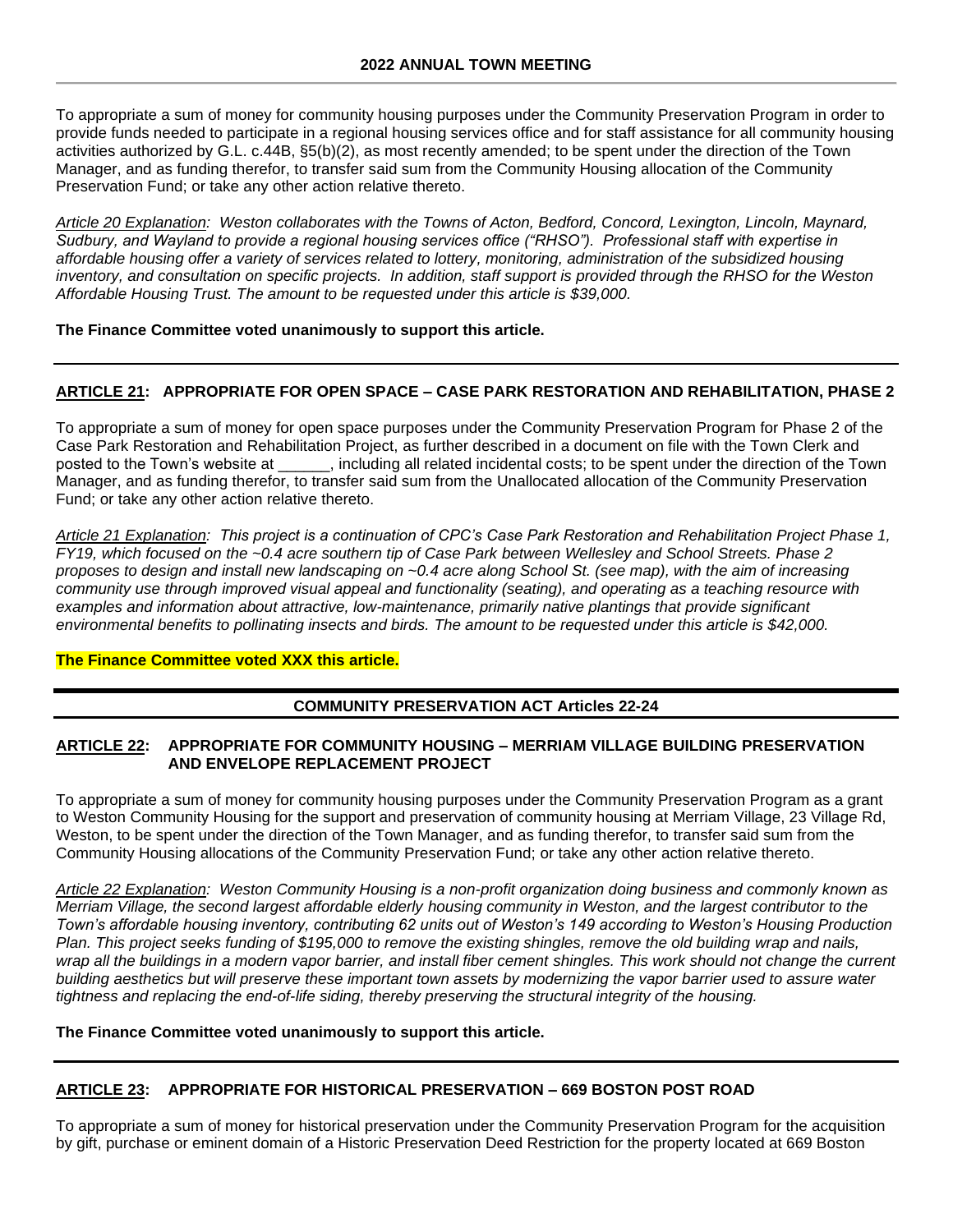To appropriate a sum of money for community housing purposes under the Community Preservation Program in order to provide funds needed to participate in a regional housing services office and for staff assistance for all community housing activities authorized by G.L. c.44B, §5(b)(2), as most recently amended; to be spent under the direction of the Town Manager, and as funding therefor, to transfer said sum from the Community Housing allocation of the Community Preservation Fund; or take any other action relative thereto.

*Article 20 Explanation: Weston collaborates with the Towns of Acton, Bedford, Concord, Lexington, Lincoln, Maynard, Sudbury, and Wayland to provide a regional housing services office ("RHSO"). Professional staff with expertise in affordable housing offer a variety of services related to lottery, monitoring, administration of the subsidized housing inventory, and consultation on specific projects. In addition, staff support is provided through the RHSO for the Weston Affordable Housing Trust. The amount to be requested under this article is $39,000.*

**The Finance Committee voted unanimously to support this article.**

---

## ARTICLE 21: APPROPRIATE FOR OPEN SPACE – CASE PARK RESTORATION AND REHABILITATION, PHASE 2

To appropriate a sum of money for open space purposes under the Community Preservation Program for Phase 2 of the Case Park Restoration and Rehabilitation Project, as further described in a document on file with the Town Clerk and posted to the Town's website at ______, including all related incidental costs; to be spent under the direction of the Town Manager, and as funding therefor, to transfer said sum from the Unallocated allocation of the Community Preservation Fund; or take any other action relative thereto.

*Article 21 Explanation: This project is a continuation of CPC's Case Park Restoration and Rehabilitation Project Phase 1, FY19, which focused on the ~0.4 acre southern tip of Case Park between Wellesley and School Streets. Phase 2 proposes to design and install new landscaping on ~0.4 acre along School St. (see map), with the aim of increasing community use through improved visual appeal and functionality (seating), and operating as a teaching resource with examples and information about attractive, low-maintenance, primarily native plantings that provide significant environmental benefits to pollinating insects and birds. The amount to be requested under this article is $42,000.*

**The Finance Committee voted XXX this article.**

---

## COMMUNITY PRESERVATION ACT Articles 22-24

## ARTICLE 22: APPROPRIATE FOR COMMUNITY HOUSING – MERRIAM VILLAGE BUILDING PRESERVATION AND ENVELOPE REPLACEMENT PROJECT

To appropriate a sum of money for community housing purposes under the Community Preservation Program as a grant to Weston Community Housing for the support and preservation of community housing at Merriam Village, 23 Village Rd, Weston, to be spent under the direction of the Town Manager, and as funding therefor, to transfer said sum from the Community Housing allocations of the Community Preservation Fund; or take any other action relative thereto.

*Article 22 Explanation: Weston Community Housing is a non-profit organization doing business and commonly known as Merriam Village, the second largest affordable elderly housing community in Weston, and the largest contributor to the Town's affordable housing inventory, contributing 62 units out of Weston's 149 according to Weston's Housing Production Plan. This project seeks funding of $195,000 to remove the existing shingles, remove the old building wrap and nails, wrap all the buildings in a modern vapor barrier, and install fiber cement shingles. This work should not change the current building aesthetics but will preserve these important town assets by modernizing the vapor barrier used to assure water tightness and replacing the end-of-life siding, thereby preserving the structural integrity of the housing.*

**The Finance Committee voted unanimously to support this article.**

---

## ARTICLE 23: APPROPRIATE FOR HISTORICAL PRESERVATION – 669 BOSTON POST ROAD

To appropriate a sum of money for historical preservation under the Community Preservation Program for the acquisition by gift, purchase or eminent domain of a Historic Preservation Deed Restriction for the property located at 669 Boston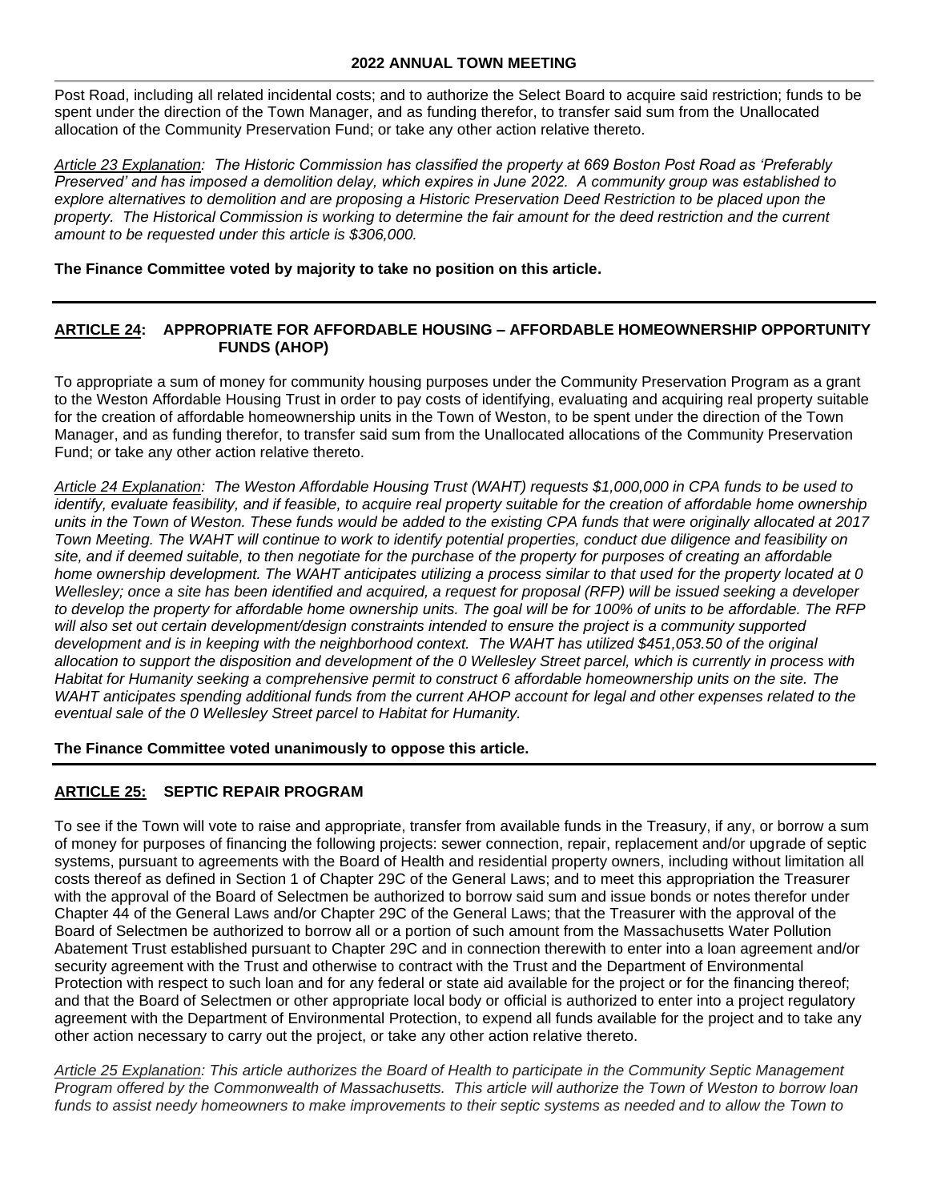Post Road, including all related incidental costs; and to authorize the Select Board to acquire said restriction; funds to be spent under the direction of the Town Manager, and as funding therefor, to transfer said sum from the Unallocated allocation of the Community Preservation Fund; or take any other action relative thereto.

*Article 23 Explanation: The Historic Commission has classified the property at 669 Boston Post Road as 'Preferably Preserved' and has imposed a demolition delay, which expires in June 2022. A community group was established to explore alternatives to demolition and are proposing a Historic Preservation Deed Restriction to be placed upon the property. The Historical Commission is working to determine the fair amount for the deed restriction and the current amount to be requested under this article is $306,000.*

**The Finance Committee voted by majority to take no position on this article.**

---

## ARTICLE 24: APPROPRIATE FOR AFFORDABLE HOUSING – AFFORDABLE HOMEOWNERSHIP OPPORTUNITY FUNDS (AHOP)

To appropriate a sum of money for community housing purposes under the Community Preservation Program as a grant to the Weston Affordable Housing Trust in order to pay costs of identifying, evaluating and acquiring real property suitable for the creation of affordable homeownership units in the Town of Weston, to be spent under the direction of the Town Manager, and as funding therefor, to transfer said sum from the Unallocated allocations of the Community Preservation Fund; or take any other action relative thereto.

*Article 24 Explanation: The Weston Affordable Housing Trust (WAHT) requests $1,000,000 in CPA funds to be used to identify, evaluate feasibility, and if feasible, to acquire real property suitable for the creation of affordable home ownership units in the Town of Weston. These funds would be added to the existing CPA funds that were originally allocated at 2017 Town Meeting. The WAHT will continue to work to identify potential properties, conduct due diligence and feasibility on site, and if deemed suitable, to then negotiate for the purchase of the property for purposes of creating an affordable home ownership development. The WAHT anticipates utilizing a process similar to that used for the property located at 0 Wellesley; once a site has been identified and acquired, a request for proposal (RFP) will be issued seeking a developer to develop the property for affordable home ownership units. The goal will be for 100% of units to be affordable. The RFP will also set out certain development/design constraints intended to ensure the project is a community supported development and is in keeping with the neighborhood context. The WAHT has utilized $451,053.50 of the original allocation to support the disposition and development of the 0 Wellesley Street parcel, which is currently in process with Habitat for Humanity seeking a comprehensive permit to construct 6 affordable homeownership units on the site. The WAHT anticipates spending additional funds from the current AHOP account for legal and other expenses related to the eventual sale of the 0 Wellesley Street parcel to Habitat for Humanity.*

**The Finance Committee voted unanimously to oppose this article.**

---

## ARTICLE 25: SEPTIC REPAIR PROGRAM

To see if the Town will vote to raise and appropriate, transfer from available funds in the Treasury, if any, or borrow a sum of money for purposes of financing the following projects: sewer connection, repair, replacement and/or upgrade of septic systems, pursuant to agreements with the Board of Health and residential property owners, including without limitation all costs thereof as defined in Section 1 of Chapter 29C of the General Laws; and to meet this appropriation the Treasurer with the approval of the Board of Selectmen be authorized to borrow said sum and issue bonds or notes therefor under Chapter 44 of the General Laws and/or Chapter 29C of the General Laws; that the Treasurer with the approval of the Board of Selectmen be authorized to borrow all or a portion of such amount from the Massachusetts Water Pollution Abatement Trust established pursuant to Chapter 29C and in connection therewith to enter into a loan agreement and/or security agreement with the Trust and otherwise to contract with the Trust and the Department of Environmental Protection with respect to such loan and for any federal or state aid available for the project or for the financing thereof; and that the Board of Selectmen or other appropriate local body or official is authorized to enter into a project regulatory agreement with the Department of Environmental Protection, to expend all funds available for the project and to take any other action necessary to carry out the project, or take any other action relative thereto.

*Article 25 Explanation: This article authorizes the Board of Health to participate in the Community Septic Management Program offered by the Commonwealth of Massachusetts. This article will authorize the Town of Weston to borrow loan funds to assist needy homeowners to make improvements to their septic systems as needed and to allow the Town to*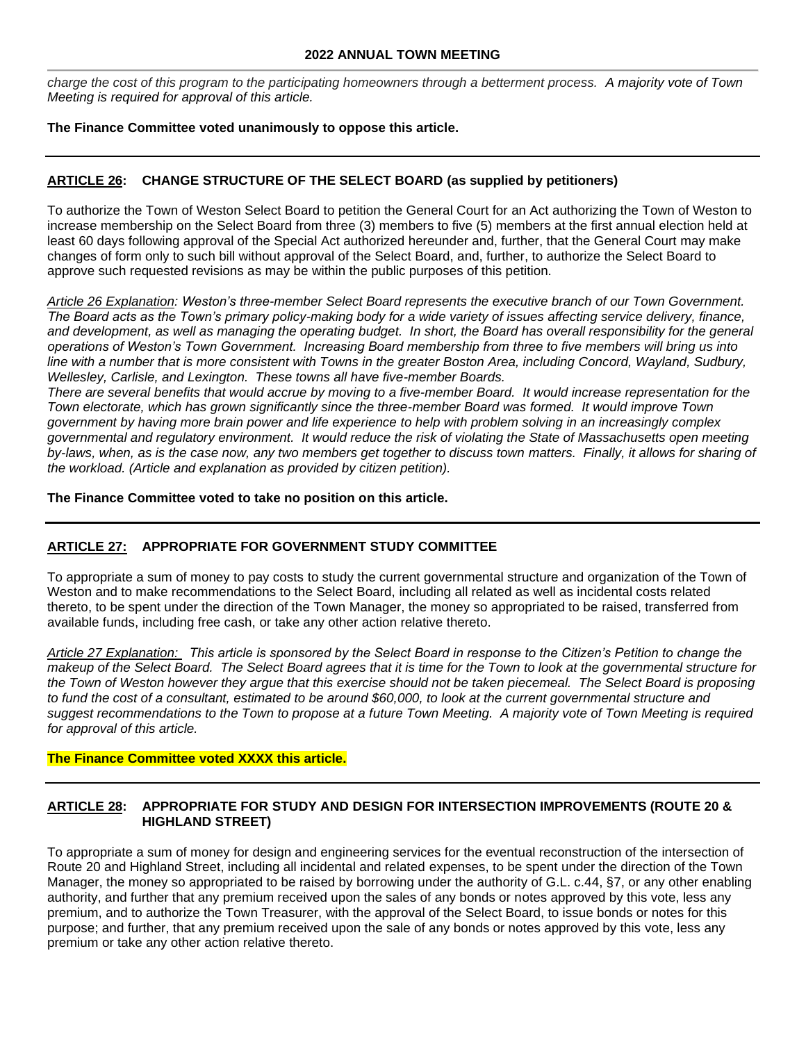*charge the cost of this program to the participating homeowners through a betterment process. A majority vote of Town Meeting is required for approval of this article.*

**The Finance Committee voted unanimously to oppose this article.**

---

## ARTICLE 26: CHANGE STRUCTURE OF THE SELECT BOARD (as supplied by petitioners)

To authorize the Town of Weston Select Board to petition the General Court for an Act authorizing the Town of Weston to increase membership on the Select Board from three (3) members to five (5) members at the first annual election held at least 60 days following approval of the Special Act authorized hereunder and, further, that the General Court may make changes of form only to such bill without approval of the Select Board, and, further, to authorize the Select Board to approve such requested revisions as may be within the public purposes of this petition.

*Article 26 Explanation: Weston's three-member Select Board represents the executive branch of our Town Government. The Board acts as the Town's primary policy-making body for a wide variety of issues affecting service delivery, finance, and development, as well as managing the operating budget. In short, the Board has overall responsibility for the general operations of Weston's Town Government. Increasing Board membership from three to five members will bring us into line with a number that is more consistent with Towns in the greater Boston Area, including Concord, Wayland, Sudbury, Wellesley, Carlisle, and Lexington. These towns all have five-member Boards.*
*There are several benefits that would accrue by moving to a five-member Board. It would increase representation for the Town electorate, which has grown significantly since the three-member Board was formed. It would improve Town government by having more brain power and life experience to help with problem solving in an increasingly complex governmental and regulatory environment. It would reduce the risk of violating the State of Massachusetts open meeting by-laws, when, as is the case now, any two members get together to discuss town matters. Finally, it allows for sharing of the workload. (Article and explanation as provided by citizen petition).*

**The Finance Committee voted to take no position on this article.**

---

## ARTICLE 27: APPROPRIATE FOR GOVERNMENT STUDY COMMITTEE

To appropriate a sum of money to pay costs to study the current governmental structure and organization of the Town of Weston and to make recommendations to the Select Board, including all related as well as incidental costs related thereto, to be spent under the direction of the Town Manager, the money so appropriated to be raised, transferred from available funds, including free cash, or take any other action relative thereto.

*Article 27 Explanation: This article is sponsored by the Select Board in response to the Citizen's Petition to change the makeup of the Select Board. The Select Board agrees that it is time for the Town to look at the governmental structure for the Town of Weston however they argue that this exercise should not be taken piecemeal. The Select Board is proposing to fund the cost of a consultant, estimated to be around $60,000, to look at the current governmental structure and suggest recommendations to the Town to propose at a future Town Meeting. A majority vote of Town Meeting is required for approval of this article.*

**The Finance Committee voted XXXX this article.**

---

## ARTICLE 28: APPROPRIATE FOR STUDY AND DESIGN FOR INTERSECTION IMPROVEMENTS (ROUTE 20 & HIGHLAND STREET)

To appropriate a sum of money for design and engineering services for the eventual reconstruction of the intersection of Route 20 and Highland Street, including all incidental and related expenses, to be spent under the direction of the Town Manager, the money so appropriated to be raised by borrowing under the authority of G.L. c.44, §7, or any other enabling authority, and further that any premium received upon the sales of any bonds or notes approved by this vote, less any premium, and to authorize the Town Treasurer, with the approval of the Select Board, to issue bonds or notes for this purpose; and further, that any premium received upon the sale of any bonds or notes approved by this vote, less any premium or take any other action relative thereto.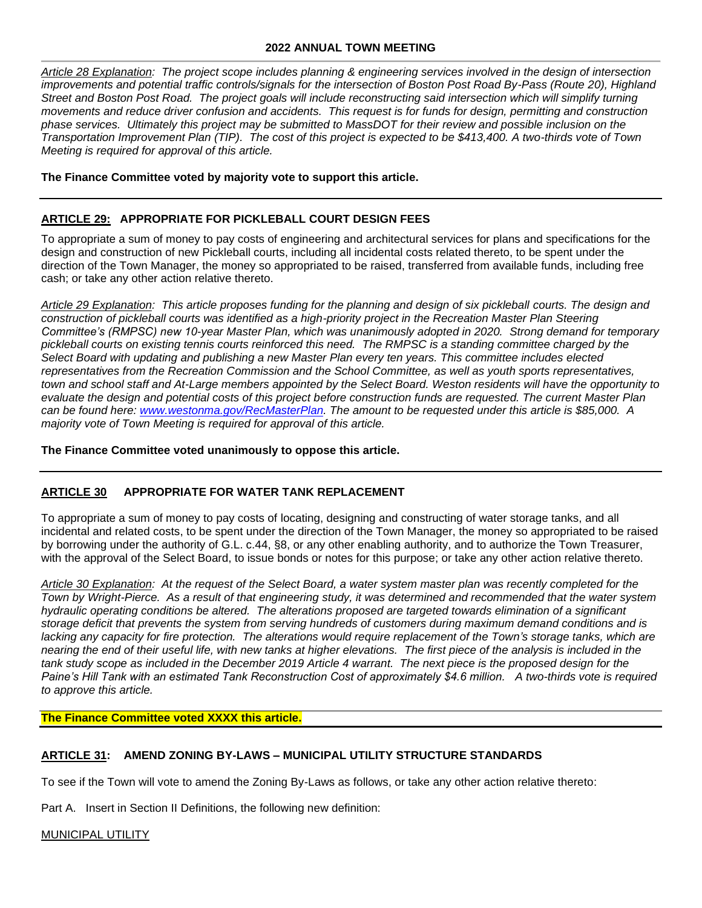*Article 28 Explanation: The project scope includes planning & engineering services involved in the design of intersection improvements and potential traffic controls/signals for the intersection of Boston Post Road By-Pass (Route 20), Highland Street and Boston Post Road. The project goals will include reconstructing said intersection which will simplify turning movements and reduce driver confusion and accidents. This request is for funds for design, permitting and construction phase services. Ultimately this project may be submitted to MassDOT for their review and possible inclusion on the Transportation Improvement Plan (TIP). The cost of this project is expected to be $413,400. A two-thirds vote of Town Meeting is required for approval of this article.*

**The Finance Committee voted by majority vote to support this article.**

---

## ARTICLE 29: APPROPRIATE FOR PICKLEBALL COURT DESIGN FEES

To appropriate a sum of money to pay costs of engineering and architectural services for plans and specifications for the design and construction of new Pickleball courts, including all incidental costs related thereto, to be spent under the direction of the Town Manager, the money so appropriated to be raised, transferred from available funds, including free cash; or take any other action relative thereto.

*Article 29 Explanation: This article proposes funding for the planning and design of six pickleball courts. The design and construction of pickleball courts was identified as a high-priority project in the Recreation Master Plan Steering Committee's (RMPSC) new 10-year Master Plan, which was unanimously adopted in 2020. Strong demand for temporary pickleball courts on existing tennis courts reinforced this need. The RMPSC is a standing committee charged by the Select Board with updating and publishing a new Master Plan every ten years. This committee includes elected representatives from the Recreation Commission and the School Committee, as well as youth sports representatives, town and school staff and At-Large members appointed by the Select Board. Weston residents will have the opportunity to evaluate the design and potential costs of this project before construction funds are requested. The current Master Plan can be found here: www.westonma.gov/RecMasterPlan. The amount to be requested under this article is $85,000. A majority vote of Town Meeting is required for approval of this article.*

**The Finance Committee voted unanimously to oppose this article.**

---

## ARTICLE 30 APPROPRIATE FOR WATER TANK REPLACEMENT

To appropriate a sum of money to pay costs of locating, designing and constructing of water storage tanks, and all incidental and related costs, to be spent under the direction of the Town Manager, the money so appropriated to be raised by borrowing under the authority of G.L. c.44, §8, or any other enabling authority, and to authorize the Town Treasurer, with the approval of the Select Board, to issue bonds or notes for this purpose; or take any other action relative thereto.

*Article 30 Explanation: At the request of the Select Board, a water system master plan was recently completed for the Town by Wright-Pierce. As a result of that engineering study, it was determined and recommended that the water system hydraulic operating conditions be altered. The alterations proposed are targeted towards elimination of a significant storage deficit that prevents the system from serving hundreds of customers during maximum demand conditions and is lacking any capacity for fire protection. The alterations would require replacement of the Town's storage tanks, which are nearing the end of their useful life, with new tanks at higher elevations. The first piece of the analysis is included in the tank study scope as included in the December 2019 Article 4 warrant. The next piece is the proposed design for the Paine's Hill Tank with an estimated Tank Reconstruction Cost of approximately $4.6 million. A two-thirds vote is required to approve this article.*

**The Finance Committee voted XXXX this article.**

---

## ARTICLE 31: AMEND ZONING BY-LAWS – MUNICIPAL UTILITY STRUCTURE STANDARDS

To see if the Town will vote to amend the Zoning By-Laws as follows, or take any other action relative thereto:

Part A. Insert in Section II Definitions, the following new definition:

MUNICIPAL UTILITY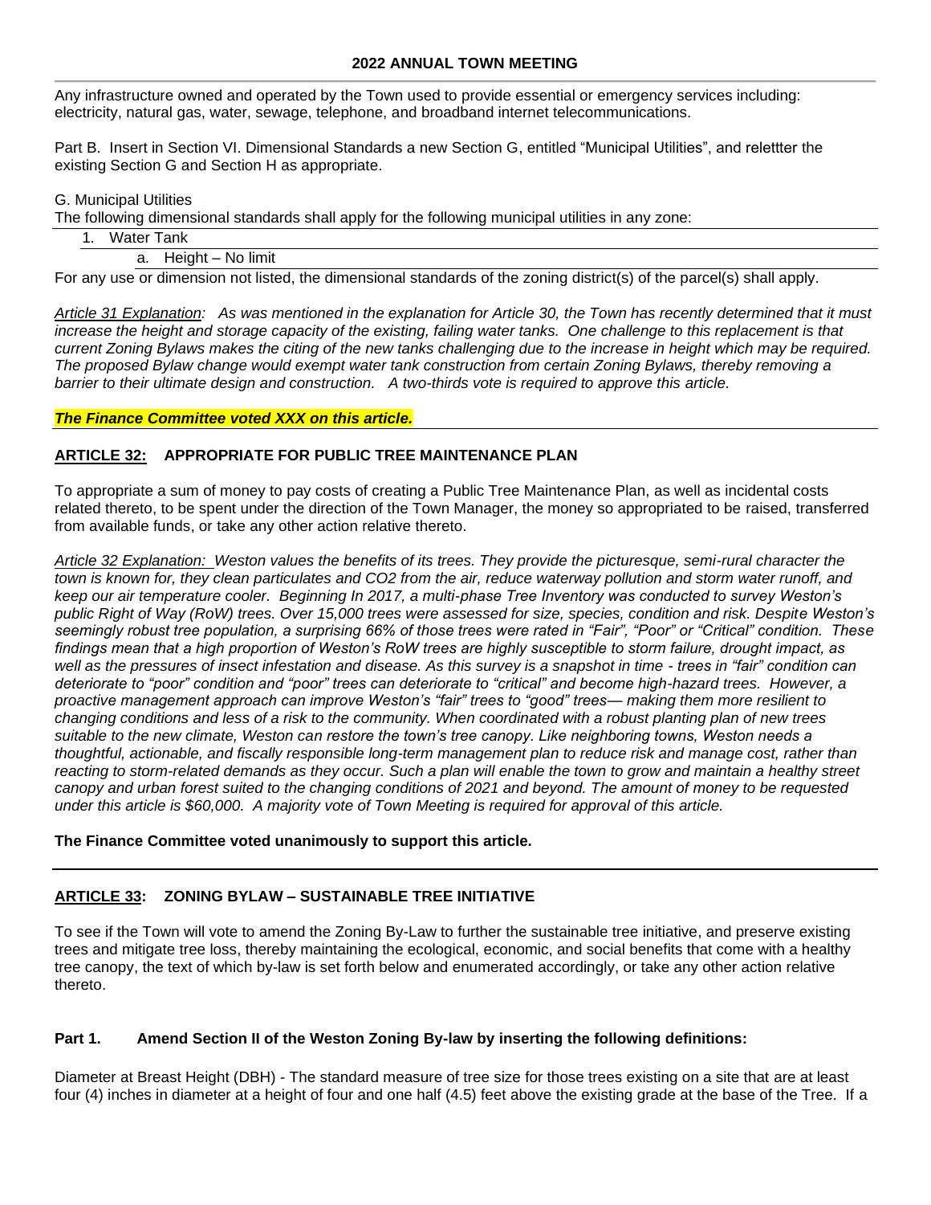Any infrastructure owned and operated by the Town used to provide essential or emergency services including: electricity, natural gas, water, sewage, telephone, and broadband internet telecommunications.

Part B. Insert in Section VI. Dimensional Standards a new Section G, entitled "Municipal Utilities", and relettter the existing Section G and Section H as appropriate.

G. Municipal Utilities

The following dimensional standards shall apply for the following municipal utilities in any zone:

1. Water Tank
   a. Height – No limit

For any use or dimension not listed, the dimensional standards of the zoning district(s) of the parcel(s) shall apply.

*Article 31 Explanation: As was mentioned in the explanation for Article 30, the Town has recently determined that it must increase the height and storage capacity of the existing, failing water tanks. One challenge to this replacement is that current Zoning Bylaws makes the citing of the new tanks challenging due to the increase in height which may be required. The proposed Bylaw change would exempt water tank construction from certain Zoning Bylaws, thereby removing a barrier to their ultimate design and construction. A two-thirds vote is required to approve this article.*

***The Finance Committee voted XXX on this article.***

## ARTICLE 32: APPROPRIATE FOR PUBLIC TREE MAINTENANCE PLAN

To appropriate a sum of money to pay costs of creating a Public Tree Maintenance Plan, as well as incidental costs related thereto, to be spent under the direction of the Town Manager, the money so appropriated to be raised, transferred from available funds, or take any other action relative thereto.

*Article 32 Explanation: Weston values the benefits of its trees. They provide the picturesque, semi-rural character the town is known for, they clean particulates and CO2 from the air, reduce waterway pollution and storm water runoff, and keep our air temperature cooler. Beginning In 2017, a multi-phase Tree Inventory was conducted to survey Weston's public Right of Way (RoW) trees. Over 15,000 trees were assessed for size, species, condition and risk. Despite Weston's seemingly robust tree population, a surprising 66% of those trees were rated in "Fair", "Poor" or "Critical" condition. These findings mean that a high proportion of Weston's RoW trees are highly susceptible to storm failure, drought impact, as well as the pressures of insect infestation and disease. As this survey is a snapshot in time - trees in "fair" condition can deteriorate to "poor" condition and "poor" trees can deteriorate to "critical" and become high-hazard trees. However, a proactive management approach can improve Weston's "fair" trees to "good" trees— making them more resilient to changing conditions and less of a risk to the community. When coordinated with a robust planting plan of new trees suitable to the new climate, Weston can restore the town's tree canopy. Like neighboring towns, Weston needs a thoughtful, actionable, and fiscally responsible long-term management plan to reduce risk and manage cost, rather than reacting to storm-related demands as they occur. Such a plan will enable the town to grow and maintain a healthy street canopy and urban forest suited to the changing conditions of 2021 and beyond. The amount of money to be requested under this article is $60,000. A majority vote of Town Meeting is required for approval of this article.*

**The Finance Committee voted unanimously to support this article.**

## ARTICLE 33: ZONING BYLAW – SUSTAINABLE TREE INITIATIVE

To see if the Town will vote to amend the Zoning By-Law to further the sustainable tree initiative, and preserve existing trees and mitigate tree loss, thereby maintaining the ecological, economic, and social benefits that come with a healthy tree canopy, the text of which by-law is set forth below and enumerated accordingly, or take any other action relative thereto.

**Part 1. Amend Section II of the Weston Zoning By-law by inserting the following definitions:**

Diameter at Breast Height (DBH) - The standard measure of tree size for those trees existing on a site that are at least four (4) inches in diameter at a height of four and one half (4.5) feet above the existing grade at the base of the Tree. If a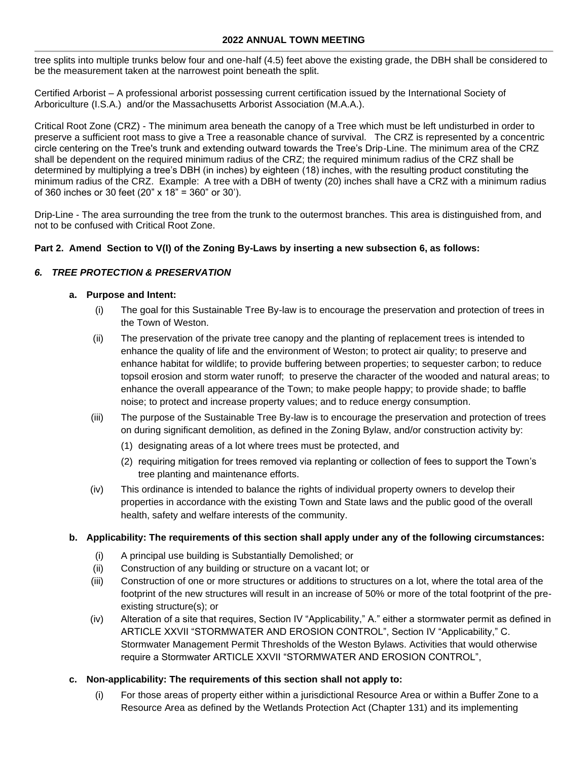tree splits into multiple trunks below four and one-half (4.5) feet above the existing grade, the DBH shall be considered to be the measurement taken at the narrowest point beneath the split.

Certified Arborist – A professional arborist possessing current certification issued by the International Society of Arboriculture (I.S.A.) and/or the Massachusetts Arborist Association (M.A.A.).

Critical Root Zone (CRZ) - The minimum area beneath the canopy of a Tree which must be left undisturbed in order to preserve a sufficient root mass to give a Tree a reasonable chance of survival. The CRZ is represented by a concentric circle centering on the Tree's trunk and extending outward towards the Tree's Drip-Line. The minimum area of the CRZ shall be dependent on the required minimum radius of the CRZ; the required minimum radius of the CRZ shall be determined by multiplying a tree's DBH (in inches) by eighteen (18) inches, with the resulting product constituting the minimum radius of the CRZ. Example: A tree with a DBH of twenty (20) inches shall have a CRZ with a minimum radius of 360 inches or 30 feet (20" x 18" = 360" or 30').

Drip-Line - The area surrounding the tree from the trunk to the outermost branches. This area is distinguished from, and not to be confused with Critical Root Zone.

**Part 2. Amend Section to V(I) of the Zoning By-Laws by inserting a new subsection 6, as follows:**

### *6. TREE PROTECTION & PRESERVATION*

**a. Purpose and Intent:**

(i) The goal for this Sustainable Tree By-law is to encourage the preservation and protection of trees in the Town of Weston.

(ii) The preservation of the private tree canopy and the planting of replacement trees is intended to enhance the quality of life and the environment of Weston; to protect air quality; to preserve and enhance habitat for wildlife; to provide buffering between properties; to sequester carbon; to reduce topsoil erosion and storm water runoff; to preserve the character of the wooded and natural areas; to enhance the overall appearance of the Town; to make people happy; to provide shade; to baffle noise; to protect and increase property values; and to reduce energy consumption.

(iii) The purpose of the Sustainable Tree By-law is to encourage the preservation and protection of trees on during significant demolition, as defined in the Zoning Bylaw, and/or construction activity by:

(1) designating areas of a lot where trees must be protected, and

(2) requiring mitigation for trees removed via replanting or collection of fees to support the Town's tree planting and maintenance efforts.

(iv) This ordinance is intended to balance the rights of individual property owners to develop their properties in accordance with the existing Town and State laws and the public good of the overall health, safety and welfare interests of the community.

**b. Applicability: The requirements of this section shall apply under any of the following circumstances:**

(i) A principal use building is Substantially Demolished; or

(ii) Construction of any building or structure on a vacant lot; or

(iii) Construction of one or more structures or additions to structures on a lot, where the total area of the footprint of the new structures will result in an increase of 50% or more of the total footprint of the pre-existing structure(s); or

(iv) Alteration of a site that requires, Section IV "Applicability," A." either a stormwater permit as defined in ARTICLE XXVII "STORMWATER AND EROSION CONTROL", Section IV "Applicability," C. Stormwater Management Permit Thresholds of the Weston Bylaws. Activities that would otherwise require a Stormwater ARTICLE XXVII "STORMWATER AND EROSION CONTROL",

**c. Non-applicability: The requirements of this section shall not apply to:**

(i) For those areas of property either within a jurisdictional Resource Area or within a Buffer Zone to a Resource Area as defined by the Wetlands Protection Act (Chapter 131) and its implementing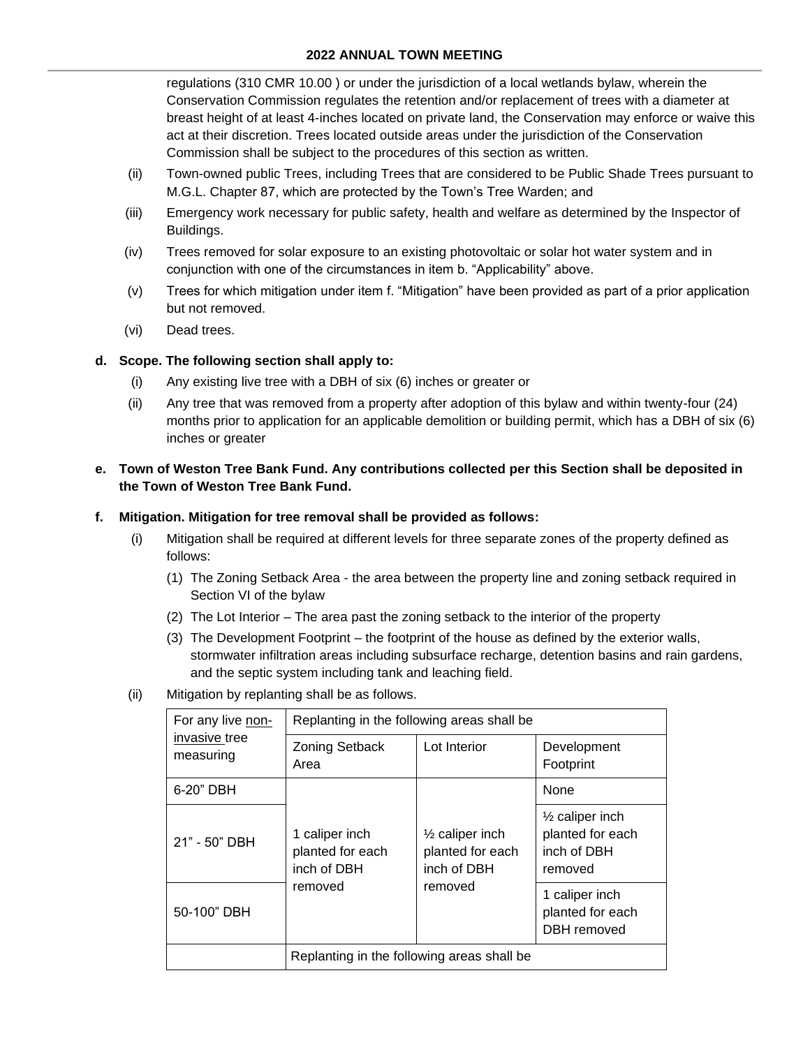regulations (310 CMR 10.00 ) or under the jurisdiction of a local wetlands bylaw, wherein the Conservation Commission regulates the retention and/or replacement of trees with a diameter at breast height of at least 4-inches located on private land, the Conservation may enforce or waive this act at their discretion. Trees located outside areas under the jurisdiction of the Conservation Commission shall be subject to the procedures of this section as written.

(ii) Town-owned public Trees, including Trees that are considered to be Public Shade Trees pursuant to M.G.L. Chapter 87, which are protected by the Town's Tree Warden; and

(iii) Emergency work necessary for public safety, health and welfare as determined by the Inspector of Buildings.

(iv) Trees removed for solar exposure to an existing photovoltaic or solar hot water system and in conjunction with one of the circumstances in item b. "Applicability" above.

(v) Trees for which mitigation under item f. "Mitigation" have been provided as part of a prior application but not removed.

(vi) Dead trees.

**d. Scope. The following section shall apply to:**

(i) Any existing live tree with a DBH of six (6) inches or greater or

(ii) Any tree that was removed from a property after adoption of this bylaw and within twenty-four (24) months prior to application for an applicable demolition or building permit, which has a DBH of six (6) inches or greater

**e. Town of Weston Tree Bank Fund. Any contributions collected per this Section shall be deposited in the Town of Weston Tree Bank Fund.**

**f. Mitigation. Mitigation for tree removal shall be provided as follows:**

(i) Mitigation shall be required at different levels for three separate zones of the property defined as follows:

(1) The Zoning Setback Area - the area between the property line and zoning setback required in Section VI of the bylaw

(2) The Lot Interior – The area past the zoning setback to the interior of the property

(3) The Development Footprint – the footprint of the house as defined by the exterior walls, stormwater infiltration areas including subsurface recharge, detention basins and rain gardens, and the septic system including tank and leaching field.

(ii) Mitigation by replanting shall be as follows.

| For any live non-invasive tree measuring | Replanting in the following areas shall be | | |
|---|---|---|---|
| | Zoning Setback Area | Lot Interior | Development Footprint |
| 6-20" DBH | 1 caliper inch planted for each inch of DBH removed | ½ caliper inch planted for each inch of DBH removed | None |
| 21" - 50" DBH | | | ½ caliper inch planted for each inch of DBH removed |
| 50-100" DBH | | | 1 caliper inch planted for each DBH removed |
| | Replanting in the following areas shall be | | |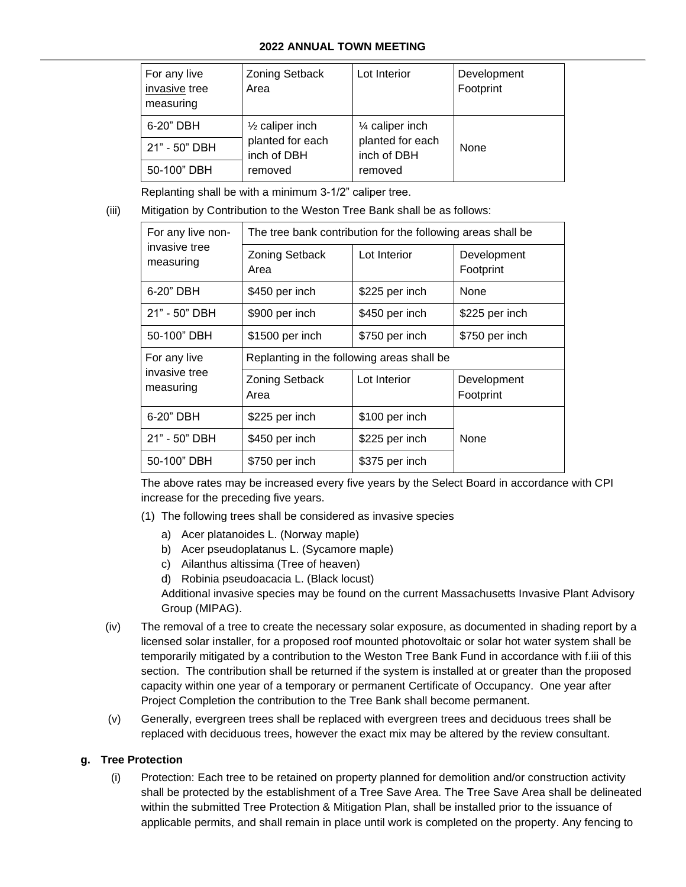| For any live <u>invasive</u> tree measuring | Zoning Setback Area | Lot Interior | Development Footprint |
|---|---|---|---|
| 6-20" DBH | ½ caliper inch planted for each inch of DBH removed | ¼ caliper inch planted for each inch of DBH removed | None |
| 21" - 50" DBH | | | |
| 50-100" DBH | | | |

Replanting shall be with a minimum 3-1/2" caliper tree.

(iii) Mitigation by Contribution to the Weston Tree Bank shall be as follows:

| For any live non-invasive tree measuring | The tree bank contribution for the following areas shall be | | |
|---|---|---|---|
| | Zoning Setback Area | Lot Interior | Development Footprint |
| 6-20" DBH | $450 per inch | $225 per inch | None |
| 21" - 50" DBH | $900 per inch | $450 per inch | $225 per inch |
| 50-100" DBH | $1500 per inch | $750 per inch | $750 per inch |
| For any live invasive tree measuring | Replanting in the following areas shall be | | |
| | Zoning Setback Area | Lot Interior | Development Footprint |
| 6-20" DBH | $225 per inch | $100 per inch | None |
| 21" - 50" DBH | $450 per inch | $225 per inch | |
| 50-100" DBH | $750 per inch | $375 per inch | |

The above rates may be increased every five years by the Select Board in accordance with CPI increase for the preceding five years.

(1) The following trees shall be considered as invasive species

a) Acer platanoides L. (Norway maple)
b) Acer pseudoplatanus L. (Sycamore maple)
c) Ailanthus altissima (Tree of heaven)
d) Robinia pseudoacacia L. (Black locust)

Additional invasive species may be found on the current Massachusetts Invasive Plant Advisory Group (MIPAG).

(iv) The removal of a tree to create the necessary solar exposure, as documented in shading report by a licensed solar installer, for a proposed roof mounted photovoltaic or solar hot water system shall be temporarily mitigated by a contribution to the Weston Tree Bank Fund in accordance with f.iii of this section. The contribution shall be returned if the system is installed at or greater than the proposed capacity within one year of a temporary or permanent Certificate of Occupancy. One year after Project Completion the contribution to the Tree Bank shall become permanent.

(v) Generally, evergreen trees shall be replaced with evergreen trees and deciduous trees shall be replaced with deciduous trees, however the exact mix may be altered by the review consultant.

**g. Tree Protection**

(i) Protection: Each tree to be retained on property planned for demolition and/or construction activity shall be protected by the establishment of a Tree Save Area. The Tree Save Area shall be delineated within the submitted Tree Protection & Mitigation Plan, shall be installed prior to the issuance of applicable permits, and shall remain in place until work is completed on the property. Any fencing to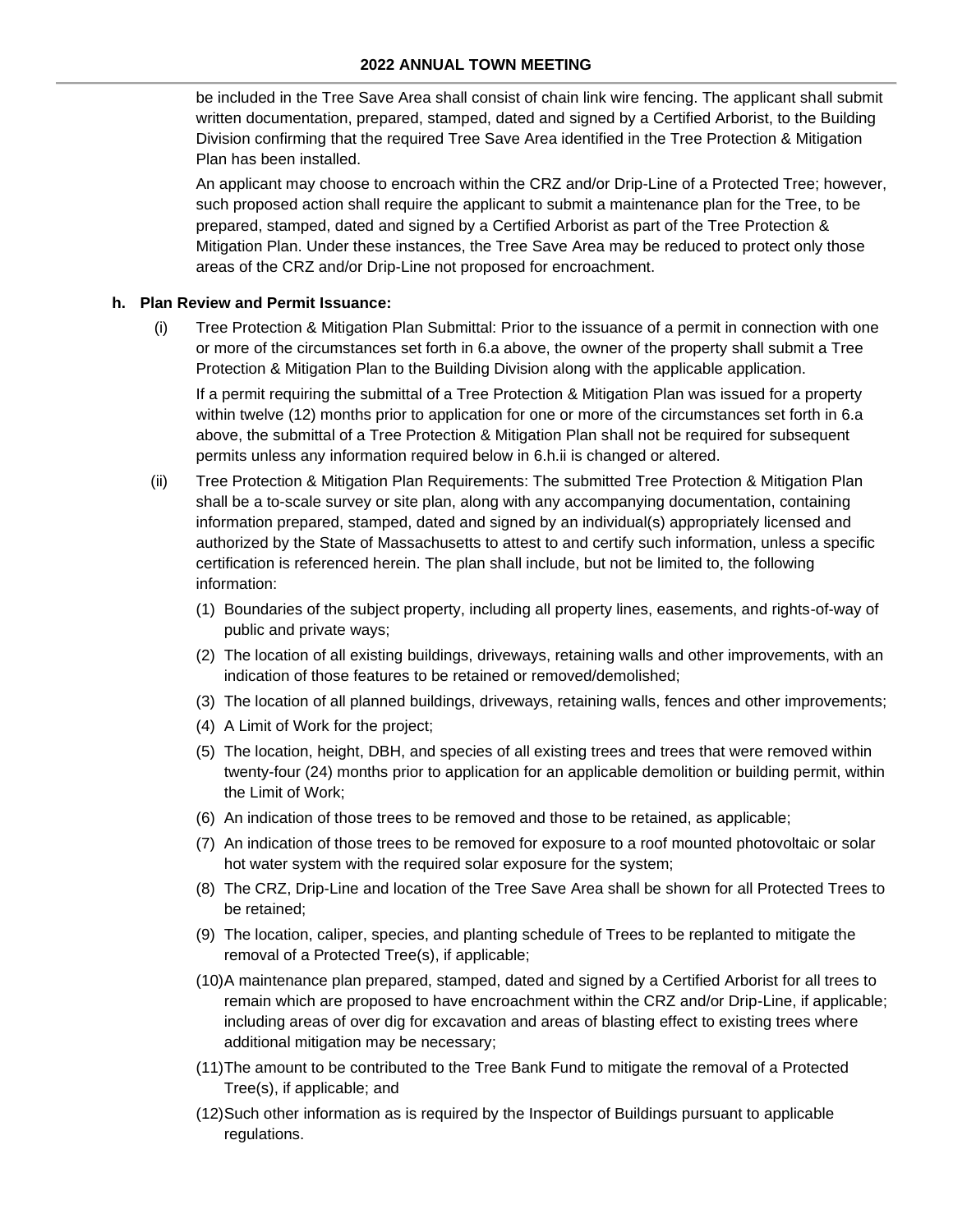be included in the Tree Save Area shall consist of chain link wire fencing. The applicant shall submit written documentation, prepared, stamped, dated and signed by a Certified Arborist, to the Building Division confirming that the required Tree Save Area identified in the Tree Protection & Mitigation Plan has been installed.

An applicant may choose to encroach within the CRZ and/or Drip-Line of a Protected Tree; however, such proposed action shall require the applicant to submit a maintenance plan for the Tree, to be prepared, stamped, dated and signed by a Certified Arborist as part of the Tree Protection & Mitigation Plan. Under these instances, the Tree Save Area may be reduced to protect only those areas of the CRZ and/or Drip-Line not proposed for encroachment.

**h. Plan Review and Permit Issuance:**

(i) Tree Protection & Mitigation Plan Submittal: Prior to the issuance of a permit in connection with one or more of the circumstances set forth in 6.a above, the owner of the property shall submit a Tree Protection & Mitigation Plan to the Building Division along with the applicable application.

If a permit requiring the submittal of a Tree Protection & Mitigation Plan was issued for a property within twelve (12) months prior to application for one or more of the circumstances set forth in 6.a above, the submittal of a Tree Protection & Mitigation Plan shall not be required for subsequent permits unless any information required below in 6.h.ii is changed or altered.

(ii) Tree Protection & Mitigation Plan Requirements: The submitted Tree Protection & Mitigation Plan shall be a to-scale survey or site plan, along with any accompanying documentation, containing information prepared, stamped, dated and signed by an individual(s) appropriately licensed and authorized by the State of Massachusetts to attest to and certify such information, unless a specific certification is referenced herein. The plan shall include, but not be limited to, the following information:

(1) Boundaries of the subject property, including all property lines, easements, and rights-of-way of public and private ways;

(2) The location of all existing buildings, driveways, retaining walls and other improvements, with an indication of those features to be retained or removed/demolished;

(3) The location of all planned buildings, driveways, retaining walls, fences and other improvements;

(4) A Limit of Work for the project;

(5) The location, height, DBH, and species of all existing trees and trees that were removed within twenty-four (24) months prior to application for an applicable demolition or building permit, within the Limit of Work;

(6) An indication of those trees to be removed and those to be retained, as applicable;

(7) An indication of those trees to be removed for exposure to a roof mounted photovoltaic or solar hot water system with the required solar exposure for the system;

(8) The CRZ, Drip-Line and location of the Tree Save Area shall be shown for all Protected Trees to be retained;

(9) The location, caliper, species, and planting schedule of Trees to be replanted to mitigate the removal of a Protected Tree(s), if applicable;

(10) A maintenance plan prepared, stamped, dated and signed by a Certified Arborist for all trees to remain which are proposed to have encroachment within the CRZ and/or Drip-Line, if applicable; including areas of over dig for excavation and areas of blasting effect to existing trees where additional mitigation may be necessary;

(11) The amount to be contributed to the Tree Bank Fund to mitigate the removal of a Protected Tree(s), if applicable; and

(12) Such other information as is required by the Inspector of Buildings pursuant to applicable regulations.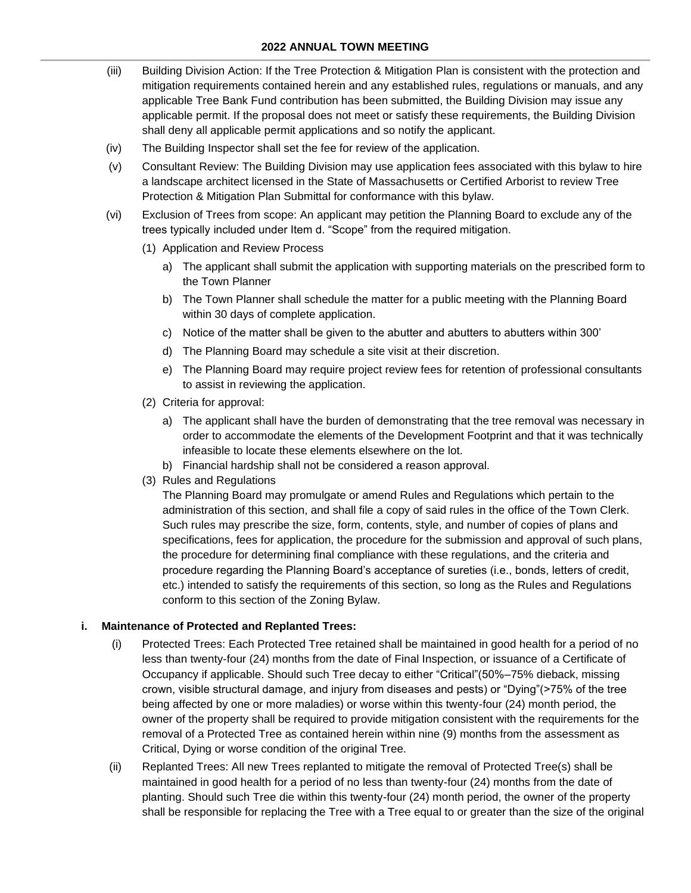(iii) Building Division Action: If the Tree Protection & Mitigation Plan is consistent with the protection and mitigation requirements contained herein and any established rules, regulations or manuals, and any applicable Tree Bank Fund contribution has been submitted, the Building Division may issue any applicable permit. If the proposal does not meet or satisfy these requirements, the Building Division shall deny all applicable permit applications and so notify the applicant.

(iv) The Building Inspector shall set the fee for review of the application.

(v) Consultant Review: The Building Division may use application fees associated with this bylaw to hire a landscape architect licensed in the State of Massachusetts or Certified Arborist to review Tree Protection & Mitigation Plan Submittal for conformance with this bylaw.

(vi) Exclusion of Trees from scope: An applicant may petition the Planning Board to exclude any of the trees typically included under Item d. "Scope" from the required mitigation.

(1) Application and Review Process

a) The applicant shall submit the application with supporting materials on the prescribed form to the Town Planner

b) The Town Planner shall schedule the matter for a public meeting with the Planning Board within 30 days of complete application.

c) Notice of the matter shall be given to the abutter and abutters to abutters within 300'

d) The Planning Board may schedule a site visit at their discretion.

e) The Planning Board may require project review fees for retention of professional consultants to assist in reviewing the application.

(2) Criteria for approval:

a) The applicant shall have the burden of demonstrating that the tree removal was necessary in order to accommodate the elements of the Development Footprint and that it was technically infeasible to locate these elements elsewhere on the lot.

b) Financial hardship shall not be considered a reason approval.

(3) Rules and Regulations

The Planning Board may promulgate or amend Rules and Regulations which pertain to the administration of this section, and shall file a copy of said rules in the office of the Town Clerk. Such rules may prescribe the size, form, contents, style, and number of copies of plans and specifications, fees for application, the procedure for the submission and approval of such plans, the procedure for determining final compliance with these regulations, and the criteria and procedure regarding the Planning Board's acceptance of sureties (i.e., bonds, letters of credit, etc.) intended to satisfy the requirements of this section, so long as the Rules and Regulations conform to this section of the Zoning Bylaw.

**i. Maintenance of Protected and Replanted Trees:**

(i) Protected Trees: Each Protected Tree retained shall be maintained in good health for a period of no less than twenty-four (24) months from the date of Final Inspection, or issuance of a Certificate of Occupancy if applicable. Should such Tree decay to either "Critical"(50%–75% dieback, missing crown, visible structural damage, and injury from diseases and pests) or "Dying"(>75% of the tree being affected by one or more maladies) or worse within this twenty-four (24) month period, the owner of the property shall be required to provide mitigation consistent with the requirements for the removal of a Protected Tree as contained herein within nine (9) months from the assessment as Critical, Dying or worse condition of the original Tree.

(ii) Replanted Trees: All new Trees replanted to mitigate the removal of Protected Tree(s) shall be maintained in good health for a period of no less than twenty-four (24) months from the date of planting. Should such Tree die within this twenty-four (24) month period, the owner of the property shall be responsible for replacing the Tree with a Tree equal to or greater than the size of the original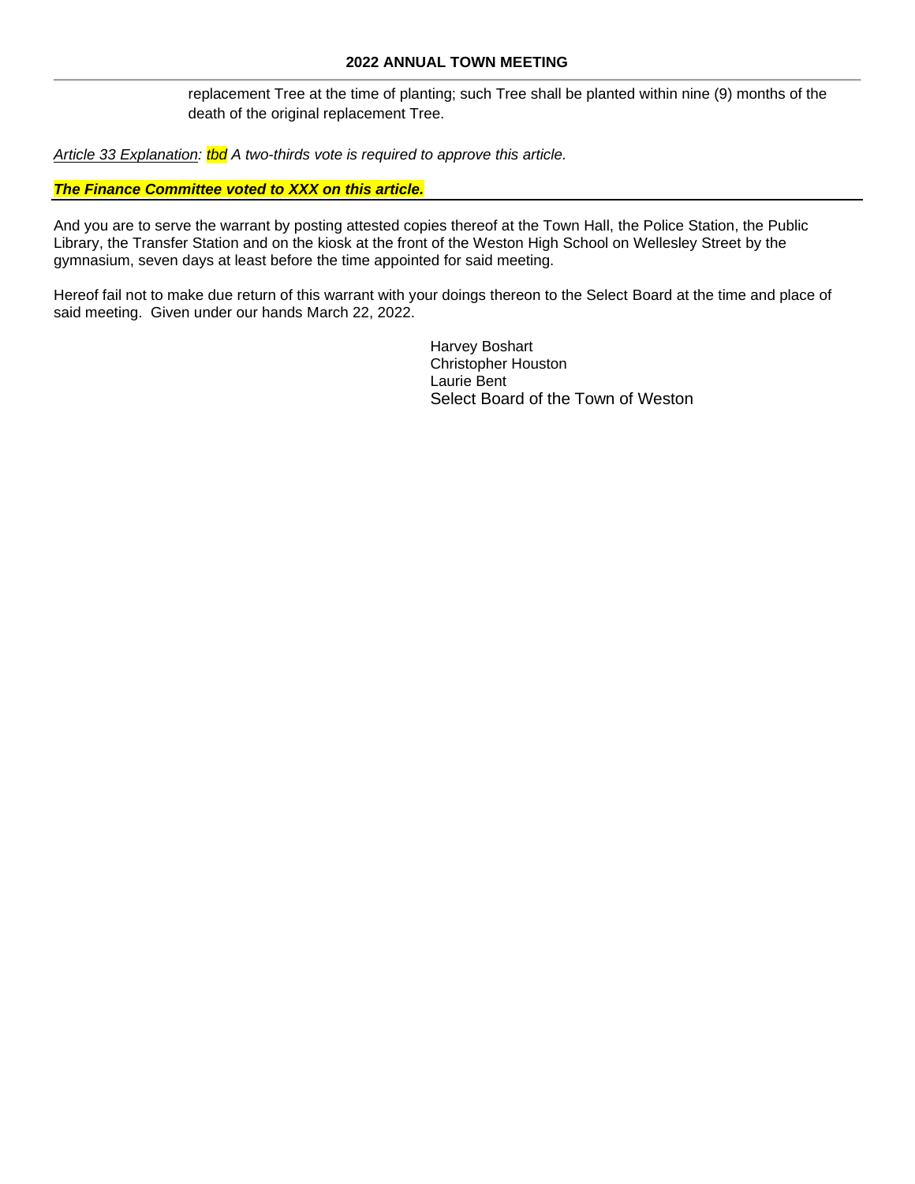replacement Tree at the time of planting; such Tree shall be planted within nine (9) months of the death of the original replacement Tree.

*Article 33 Explanation: tbd A two-thirds vote is required to approve this article.*

***The Finance Committee voted to XXX on this article.***

---

And you are to serve the warrant by posting attested copies thereof at the Town Hall, the Police Station, the Public Library, the Transfer Station and on the kiosk at the front of the Weston High School on Wellesley Street by the gymnasium, seven days at least before the time appointed for said meeting.

Hereof fail not to make due return of this warrant with your doings thereon to the Select Board at the time and place of said meeting. Given under our hands March 22, 2022.

Harvey Boshart
Christopher Houston
Laurie Bent
Select Board of the Town of Weston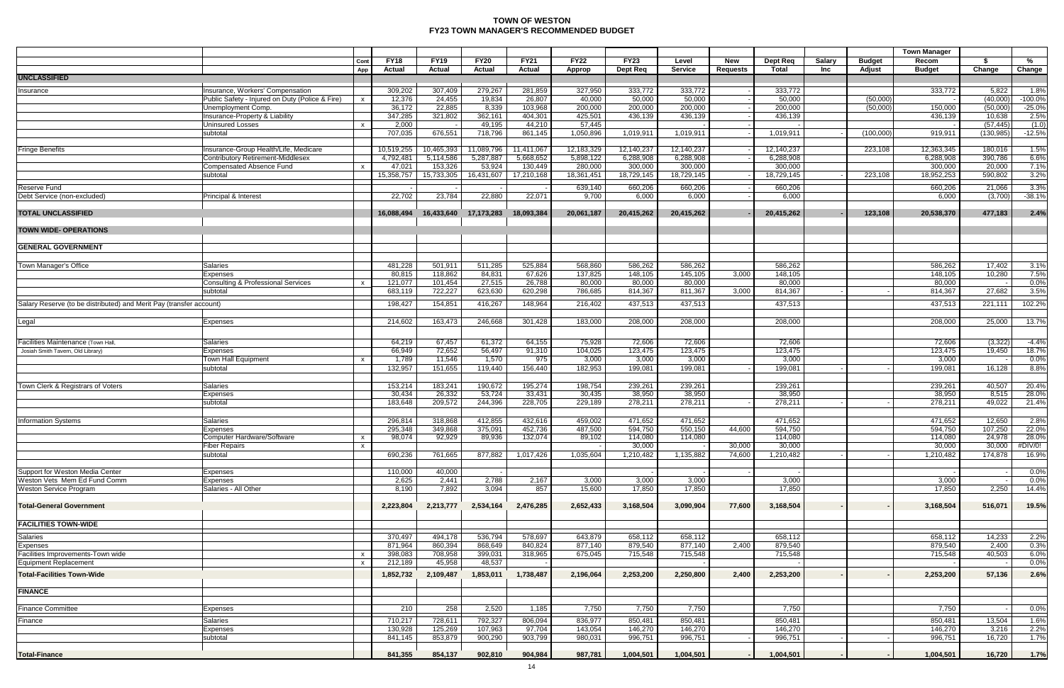# TOWN OF WESTON
## FY23 TOWN MANAGER'S RECOMMENDED BUDGET

| | | Cont App | FY18 Actual | FY19 Actual | FY20 Actual | FY21 Actual | FY22 Approp | FY23 Dept Req | Level Service | New Requests | Dept Req Total | Salary Inc | Budget Adjust | Town Manager Recom Budget | $ Change | % Change |
|---|---|---|---|---|---|---|---|---|---|---|---|---|---|---|---|---|
| **UNCLASSIFIED** | | | | | | | | | | | | | | | | |
| Insurance | Insurance, Workers' Compensation | | 309,202 | 307,409 | 279,267 | 281,859 | 327,950 | 333,772 | 333,772 | - | 333,772 | | | 333,772 | 5,822 | 1.8% |
| | Public Safety - Injured on Duty (Police & Fire) | x | 12,376 | 24,455 | 19,834 | 26,807 | 40,000 | 50,000 | 50,000 | - | 50,000 | | (50,000) | - | (40,000) | -100.0% |
| | Unemployment Comp. | | 36,172 | 22,885 | 8,339 | 103,968 | 200,000 | 200,000 | 200,000 | - | 200,000 | | (50,000) | 150,000 | (50,000) | -25.0% |
| | Insurance-Property & Liability | | 347,285 | 321,802 | 362,161 | 404,301 | 425,501 | 436,139 | 436,139 | - | 436,139 | | | 436,139 | 10,638 | 2.5% |
| | Uninsured Losses | x | 2,000 | - | 49,195 | 44,210 | 57,445 | | - | - | - | | | - | (57,445) | (1.0) |
| | subtotal | | 707,035 | 676,551 | 718,796 | 861,145 | 1,050,896 | 1,019,911 | 1,019,911 | - | 1,019,911 | - | (100,000) | 919,911 | (130,985) | -12.5% |
| Fringe Benefits | Insurance-Group Health/Life, Medicare | | 10,519,255 | 10,465,393 | 11,089,796 | 11,411,067 | 12,183,329 | 12,140,237 | 12,140,237 | - | 12,140,237 | | 223,108 | 12,363,345 | 180,016 | 1.5% |
| | Contributory Retirement-Middlesex | | 4,792,481 | 5,114,586 | 5,287,887 | 5,668,652 | 5,898,122 | 6,288,908 | 6,288,908 | - | 6,288,908 | | | 6,288,908 | 390,786 | 6.6% |
| | Compensated Absence Fund | x | 47,021 | 153,326 | 53,924 | 130,449 | 280,000 | 300,000 | 300,000 | - | 300,000 | | | 300,000 | 20,000 | 7.1% |
| | subtotal | | 15,358,757 | 15,733,305 | 16,431,607 | 17,210,168 | 18,361,451 | 18,729,145 | 18,729,145 | - | 18,729,145 | - | 223,108 | 18,952,253 | 590,802 | 3.2% |
| Reserve Fund | | | - | - | - | - | 639,140 | 660,206 | 660,206 | - | 660,206 | | | 660,206 | 21,066 | 3.3% |
| Debt Service (non-excluded) | Principal & Interest | | 22,702 | 23,784 | 22,880 | 22,071 | 9,700 | 6,000 | 6,000 | - | 6,000 | | | 6,000 | (3,700) | -38.1% |
| **TOTAL UNCLASSIFIED** | | | **16,088,494** | **16,433,640** | **17,173,283** | **18,093,384** | **20,061,187** | **20,415,262** | **20,415,262** | **-** | **20,415,262** | **-** | **123,108** | **20,538,370** | **477,183** | **2.4%** |
| **TOWN WIDE- OPERATIONS** | | | | | | | | | | | | | | | | |
| **GENERAL GOVERNMENT** | | | | | | | | | | | | | | | | |
| Town Manager's Office | Salaries | | 481,228 | 501,911 | 511,285 | 525,884 | 568,860 | 586,262 | 586,262 | | 586,262 | | | 586,262 | 17,402 | 3.1% |
| | Expenses | | 80,815 | 118,862 | 84,831 | 67,626 | 137,825 | 148,105 | 145,105 | 3,000 | 148,105 | | | 148,105 | 10,280 | 7.5% |
| | Consulting & Professional Services | x | 121,077 | 101,454 | 27,515 | 26,788 | 80,000 | 80,000 | 80,000 | | 80,000 | | | 80,000 | - | 0.0% |
| | subtotal | | 683,119 | 722,227 | 623,630 | 620,298 | 786,685 | 814,367 | 811,367 | 3,000 | 814,367 | - | - | 814,367 | 27,682 | 3.5% |
| Salary Reserve (to be distributed) and Merit Pay (transfer account) | | | 198,427 | 154,851 | 416,267 | 148,964 | 216,402 | 437,513 | 437,513 | | 437,513 | | | 437,513 | 221,111 | 102.2% |
| Legal | Expenses | | 214,602 | 163,473 | 246,668 | 301,428 | 183,000 | 208,000 | 208,000 | | 208,000 | | | 208,000 | 25,000 | 13.7% |
| Facilities Maintenance (Town Hall, Josiah Smith Tavern, Old Library) | Salaries | | 64,219 | 67,457 | 61,372 | 64,155 | 75,928 | 72,606 | 72,606 | | 72,606 | | | 72,606 | (3,322) | -4.4% |
| | Expenses | | 66,949 | 72,652 | 56,497 | 91,310 | 104,025 | 123,475 | 123,475 | | 123,475 | | | 123,475 | 19,450 | 18.7% |
| | Town Hall Equipment | x | 1,789 | 11,546 | 1,570 | 975 | 3,000 | 3,000 | 3,000 | | 3,000 | | | 3,000 | - | 0.0% |
| | subtotal | | 132,957 | 151,655 | 119,440 | 156,440 | 182,953 | 199,081 | 199,081 | - | 199,081 | - | - | 199,081 | 16,128 | 8.8% |
| Town Clerk & Registrars of Voters | Salaries | | 153,214 | 183,241 | 190,672 | 195,274 | 198,754 | 239,261 | 239,261 | | 239,261 | | | 239,261 | 40,507 | 20.4% |
| | Expenses | | 30,434 | 26,332 | 53,724 | 33,431 | 30,435 | 38,950 | 38,950 | | 38,950 | | | 38,950 | 8,515 | 28.0% |
| | subtotal | | 183,648 | 209,572 | 244,396 | 228,705 | 229,189 | 278,211 | 278,211 | - | 278,211 | - | - | 278,211 | 49,022 | 21.4% |
| Information Systems | Salaries | | 296,814 | 318,868 | 412,855 | 432,616 | 459,002 | 471,652 | 471,652 | | 471,652 | | | 471,652 | 12,650 | 2.8% |
| | Expenses | | 295,348 | 349,868 | 375,091 | 452,736 | 487,500 | 594,750 | 550,150 | 44,600 | 594,750 | | | 594,750 | 107,250 | 22.0% |
| | Computer Hardware/Software | x | 98,074 | 92,929 | 89,936 | 132,074 | 89,102 | 114,080 | 114,080 | | 114,080 | | | 114,080 | 24,978 | 28.0% |
| | Fiber Repairs | x | | | | | - | 30,000 | - | 30,000 | 30,000 | | | 30,000 | 30,000 | #DIV/0! |
| | subtotal | | 690,236 | 761,665 | 877,882 | 1,017,426 | 1,035,604 | 1,210,482 | 1,135,882 | 74,600 | 1,210,482 | - | - | 1,210,482 | 174,878 | 16.9% |
| Support for Weston Media Center | Expenses | | 110,000 | 40,000 | - | | | - | - | - | - | | | - | - | 0.0% |
| Weston Vets Mem Ed Fund Comm | Expenses | | 2,625 | 2,441 | 2,788 | 2,167 | 3,000 | 3,000 | 3,000 | | 3,000 | | | 3,000 | - | 0.0% |
| Weston Service Program | Salaries - All Other | | 8,190 | 7,892 | 3,094 | 857 | 15,600 | 17,850 | 17,850 | | 17,850 | | | 17,850 | 2,250 | 14.4% |
| **Total-General Government** | | | **2,223,804** | **2,213,777** | **2,534,164** | **2,476,285** | **2,652,433** | **3,168,504** | **3,090,904** | **77,600** | **3,168,504** | **-** | **-** | **3,168,504** | **516,071** | **19.5%** |
| **FACILITIES TOWN-WIDE** | | | | | | | | | | | | | | | | |
| Salaries | | | 370,497 | 494,178 | 536,794 | 578,697 | 643,879 | 658,112 | 658,112 | | 658,112 | | | 658,112 | 14,233 | 2.2% |
| Expenses | | | 871,964 | 860,394 | 868,649 | 840,824 | 877,140 | 879,540 | 877,140 | 2,400 | 879,540 | | | 879,540 | 2,400 | 0.3% |
| Facilities Improvements-Town wide | | x | 398,083 | 708,958 | 399,031 | 318,965 | 675,045 | 715,548 | 715,548 | | 715,548 | | | 715,548 | 40,503 | 6.0% |
| Equipment Replacement | | x | 212,189 | 45,958 | 48,537 | | | - | - | | - | | | - | - | 0.0% |
| **Total-Facilities Town-Wide** | | | **1,852,732** | **2,109,487** | **1,853,011** | **1,738,487** | **2,196,064** | **2,253,200** | **2,250,800** | **2,400** | **2,253,200** | **-** | **-** | **2,253,200** | **57,136** | **2.6%** |
| **FINANCE** | | | | | | | | | | | | | | | | |
| Finance Committee | Expenses | | 210 | 258 | 2,520 | 1,185 | 7,750 | 7,750 | 7,750 | | 7,750 | | | 7,750 | - | 0.0% |
| Finance | Salaries | | 710,217 | 728,611 | 792,327 | 806,094 | 836,977 | 850,481 | 850,481 | | 850,481 | | | 850,481 | 13,504 | 1.6% |
| | Expenses | | 130,928 | 125,269 | 107,963 | 97,704 | 143,054 | 146,270 | 146,270 | | 146,270 | | | 146,270 | 3,216 | 2.2% |
| | subtotal | | 841,145 | 853,879 | 900,290 | 903,799 | 980,031 | 996,751 | 996,751 | - | 996,751 | - | - | 996,751 | 16,720 | 1.7% |
| **Total-Finance** | | | **841,355** | **854,137** | **902,810** | **904,984** | **987,781** | **1,004,501** | **1,004,501** | **-** | **1,004,501** | **-** | **-** | **1,004,501** | **16,720** | **1.7%** |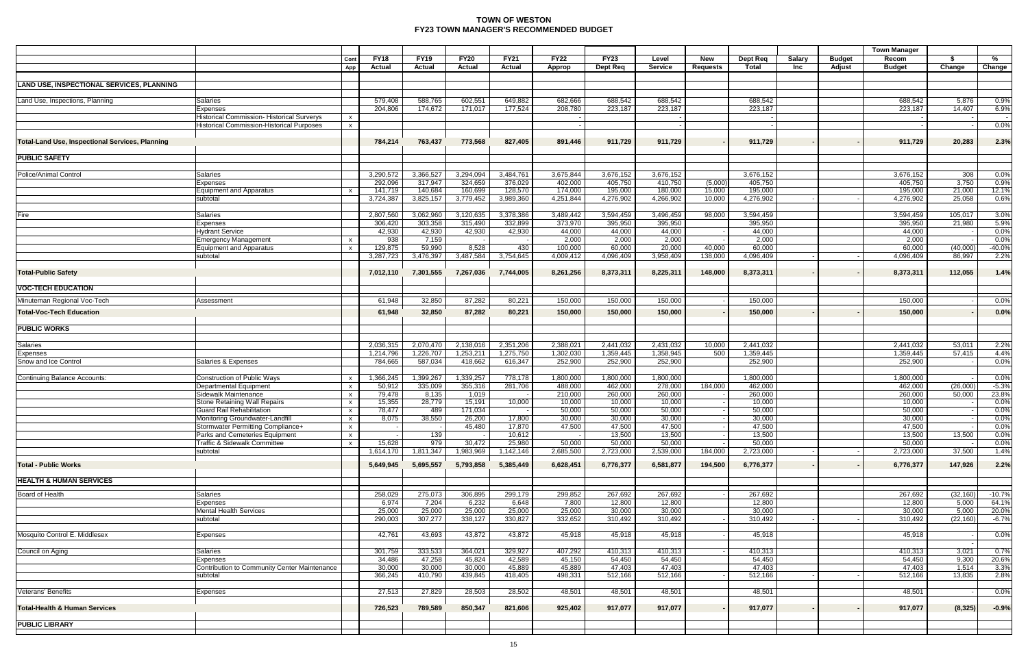# TOWN OF WESTON
## FY23 TOWN MANAGER'S RECOMMENDED BUDGET

| | | Cont App | FY18 Actual | FY19 Actual | FY20 Actual | FY21 Actual | FY22 Approp | FY23 Dept Req | Level Service | New Requests | Dept Req Total | Salary Inc | Budget Adjust | Town Manager Recom Budget | $ Change | % Change |
|---|---|---|---|---|---|---|---|---|---|---|---|---|---|---|---|---|
| **LAND USE, INSPECTIONAL SERVICES, PLANNING** | | | | | | | | | | | | | | | | |
| Land Use, Inspections, Planning | Salaries | | 579,408 | 588,765 | 602,551 | 649,882 | 682,666 | 688,542 | 688,542 | | 688,542 | | | 688,542 | 5,876 | 0.9% |
| | Expenses | | 204,806 | 174,672 | 171,017 | 177,524 | 208,780 | 223,187 | 223,187 | | 223,187 | | | 223,187 | 14,407 | 6.9% |
| | Historical Commission- Historical Surverys | x | | | | | - | | - | | - | | | - | - | - |
| | Historical Commission-Historical Purposes | x | | | | | - | | - | | - | | | - | - | 0.0% |
| **Total-Land Use, Inspectional Services, Planning** | | | **784,214** | **763,437** | **773,568** | **827,405** | **891,446** | **911,729** | **911,729** | **-** | **911,729** | **-** | **-** | **911,729** | **20,283** | **2.3%** |
| **PUBLIC SAFETY** | | | | | | | | | | | | | | | | |
| Police/Animal Control | Salaries | | 3,290,572 | 3,366,527 | 3,294,094 | 3,484,761 | 3,675,844 | 3,676,152 | 3,676,152 | | 3,676,152 | | | 3,676,152 | 308 | 0.0% |
| | Expenses | | 292,096 | 317,947 | 324,659 | 376,029 | 402,000 | 405,750 | 410,750 | (5,000) | 405,750 | | | 405,750 | 3,750 | 0.9% |
| | Equipment and Apparatus | x | 141,719 | 140,684 | 160,699 | 128,570 | 174,000 | 195,000 | 180,000 | 15,000 | 195,000 | | | 195,000 | 21,000 | 12.1% |
| | subtotal | | 3,724,387 | 3,825,157 | 3,779,452 | 3,989,360 | 4,251,844 | 4,276,902 | 4,266,902 | 10,000 | 4,276,902 | - | - | 4,276,902 | 25,058 | 0.6% |
| Fire | Salaries | | 2,807,560 | 3,062,960 | 3,120,635 | 3,378,386 | 3,489,442 | 3,594,459 | 3,496,459 | 98,000 | 3,594,459 | | | 3,594,459 | 105,017 | 3.0% |
| | Expenses | | 306,420 | 303,358 | 315,490 | 332,899 | 373,970 | 395,950 | 395,950 | | 395,950 | | | 395,950 | 21,980 | 5.9% |
| | Hydrant Service | | 42,930 | 42,930 | 42,930 | 42,930 | 44,000 | 44,000 | 44,000 | - | 44,000 | | | 44,000 | - | 0.0% |
| | Emergency Management | x | 938 | 7,159 | - | - | 2,000 | 2,000 | 2,000 | - | 2,000 | | | 2,000 | - | 0.0% |
| | Equipment and Apparatus | x | 129,875 | 59,990 | 8,528 | 430 | 100,000 | 60,000 | 20,000 | 40,000 | 60,000 | | | 60,000 | (40,000) | -40.0% |
| | subtotal | | 3,287,723 | 3,476,397 | 3,487,584 | 3,754,645 | 4,009,412 | 4,096,409 | 3,958,409 | 138,000 | 4,096,409 | - | - | 4,096,409 | 86,997 | 2.2% |
| **Total-Public Safety** | | | **7,012,110** | **7,301,555** | **7,267,036** | **7,744,005** | **8,261,256** | **8,373,311** | **8,225,311** | **148,000** | **8,373,311** | **-** | **-** | **8,373,311** | **112,055** | **1.4%** |
| **VOC-TECH EDUCATION** | | | | | | | | | | | | | | | | |
| Minuteman Regional Voc-Tech | Assessment | | 61,948 | 32,850 | 87,282 | 80,221 | 150,000 | 150,000 | 150,000 | - | 150,000 | | | 150,000 | - | 0.0% |
| **Total-Voc-Tech Education** | | | **61,948** | **32,850** | **87,282** | **80,221** | **150,000** | **150,000** | **150,000** | **-** | **150,000** | **-** | **-** | **150,000** | **-** | **0.0%** |
| **PUBLIC WORKS** | | | | | | | | | | | | | | | | |
| Salaries | | | 2,036,315 | 2,070,470 | 2,138,016 | 2,351,206 | 2,388,021 | 2,441,032 | 2,431,032 | 10,000 | 2,441,032 | | | 2,441,032 | 53,011 | 2.2% |
| Expenses | | | 1,214,796 | 1,226,707 | 1,253,211 | 1,275,750 | 1,302,030 | 1,359,445 | 1,358,945 | 500 | 1,359,445 | | | 1,359,445 | 57,415 | 4.4% |
| Snow and Ice Control | Salaries & Expenses | | 784,665 | 587,034 | 418,662 | 616,347 | 252,900 | 252,900 | 252,900 | | 252,900 | | | 252,900 | - | 0.0% |
| Continuing Balance Accounts: | Construction of Public Ways | x | 1,366,245 | 1,399,267 | 1,339,257 | 778,178 | 1,800,000 | 1,800,000 | 1,800,000 | | 1,800,000 | | | 1,800,000 | - | 0.0% |
| | Departmental Equipment | x | 50,912 | 335,009 | 355,316 | 281,706 | 488,000 | 462,000 | 278,000 | 184,000 | 462,000 | | | 462,000 | (26,000) | -5.3% |
| | Sidewalk Maintenance | x | 79,478 | 8,135 | 1,019 | - | 210,000 | 260,000 | 260,000 | - | 260,000 | | | 260,000 | 50,000 | 23.8% |
| | Stone Retaining Wall Repairs | x | 15,355 | 28,779 | 15,191 | 10,000 | 10,000 | 10,000 | 10,000 | - | 10,000 | | | 10,000 | - | 0.0% |
| | Guard Rail Rehabilitation | x | 78,477 | 489 | 171,034 | - | 50,000 | 50,000 | 50,000 | - | 50,000 | | | 50,000 | - | 0.0% |
| | Monitoring Groundwater-Landfill | x | 8,075 | 38,550 | 26,200 | 17,800 | 30,000 | 30,000 | 30,000 | - | 30,000 | | | 30,000 | - | 0.0% |
| | Stormwater Permitting Compliance+ | x | - | - | 45,480 | 17,870 | 47,500 | 47,500 | 47,500 | - | 47,500 | | | 47,500 | - | 0.0% |
| | Parks and Cemeteries Equipment | x | - | 139 | - | 10,612 | - | 13,500 | 13,500 | - | 13,500 | | | 13,500 | 13,500 | 0.0% |
| | Traffic & Sidewalk Committee | x | 15,628 | 979 | 30,472 | 25,980 | 50,000 | 50,000 | 50,000 | - | 50,000 | | | 50,000 | - | 0.0% |
| | subtotal | | 1,614,170 | 1,811,347 | 1,983,969 | 1,142,146 | 2,685,500 | 2,723,000 | 2,539,000 | 184,000 | 2,723,000 | - | - | 2,723,000 | 37,500 | 1.4% |
| **Total - Public Works** | | | **5,649,945** | **5,695,557** | **5,793,858** | **5,385,449** | **6,628,451** | **6,776,377** | **6,581,877** | **194,500** | **6,776,377** | **-** | **-** | **6,776,377** | **147,926** | **2.2%** |
| **HEALTH & HUMAN SERVICES** | | | | | | | | | | | | | | | | |
| Board of Health | Salaries | | 258,029 | 275,073 | 306,895 | 299,179 | 299,852 | 267,692 | 267,692 | - | 267,692 | | | 267,692 | (32,160) | -10.7% |
| | Expenses | | 6,974 | 7,204 | 6,232 | 6,648 | 7,800 | 12,800 | 12,800 | | 12,800 | | | 12,800 | 5,000 | 64.1% |
| | Mental Health Services | | 25,000 | 25,000 | 25,000 | 25,000 | 25,000 | 30,000 | 30,000 | | 30,000 | | | 30,000 | 5,000 | 20.0% |
| | subtotal | | 290,003 | 307,277 | 338,127 | 330,827 | 332,652 | 310,492 | 310,492 | - | 310,492 | - | - | 310,492 | (22,160) | -6.7% |
| Mosquito Control E. Middlesex | Expenses | | 42,761 | 43,693 | 43,872 | 43,872 | 45,918 | 45,918 | 45,918 | - | 45,918 | | | 45,918 | - | 0.0% |
| Council on Aging | Salaries | | 301,759 | 333,533 | 364,021 | 329,927 | 407,292 | 410,313 | 410,313 | - | 410,313 | | | 410,313 | 3,021 | 0.7% |
| | Expenses | | 34,486 | 47,258 | 45,824 | 42,589 | 45,150 | 54,450 | 54,450 | | 54,450 | | | 54,450 | 9,300 | 20.6% |
| | Contribution to Community Center Maintenance | | 30,000 | 30,000 | 30,000 | 45,889 | 45,889 | 47,403 | 47,403 | | 47,403 | | | 47,403 | 1,514 | 3.3% |
| | subtotal | | 366,245 | 410,790 | 439,845 | 418,405 | 498,331 | 512,166 | 512,166 | - | 512,166 | - | - | 512,166 | 13,835 | 2.8% |
| Veterans' Benefits | Expenses | | 27,513 | 27,829 | 28,503 | 28,502 | 48,501 | 48,501 | 48,501 | - | 48,501 | | | 48,501 | - | 0.0% |
| **Total-Health & Human Services** | | | **726,523** | **789,589** | **850,347** | **821,606** | **925,402** | **917,077** | **917,077** | **-** | **917,077** | **-** | **-** | **917,077** | **(8,325)** | **-0.9%** |
| **PUBLIC LIBRARY** | | | | | | | | | | | | | | | | |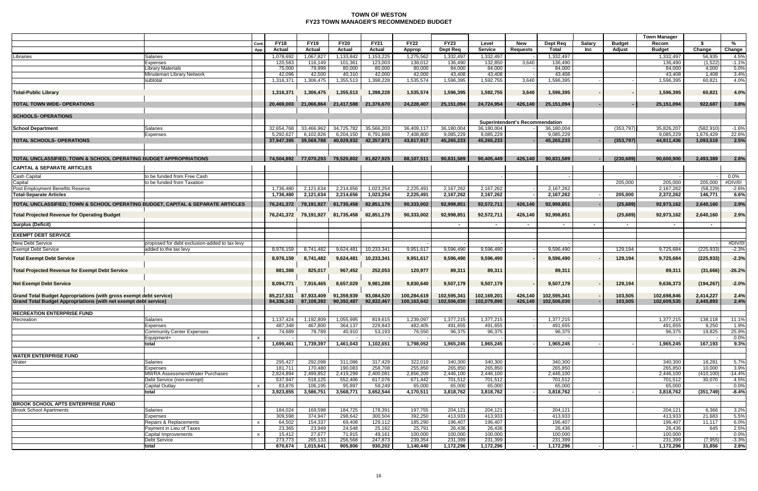# TOWN OF WESTON

## FY23 TOWN MANAGER'S RECOMMENDED BUDGET

| | | Cont App | FY18 Actual | FY19 Actual | FY20 Actual | FY21 Actual | FY22 Approp | FY23 Dept Req | Level Service | New Requests | Dept Req Total | Salary Inc | Budget Adjust | Town Manager Recom Budget | $ Change | % Change |
|---|---|---|---|---|---|---|---|---|---|---|---|---|---|---|---|---|
| Libraries | Salaries | | 1,078,692 | 1,067,827 | 1,133,842 | 1,153,225 | 1,275,562 | 1,332,497 | 1,332,497 | | 1,332,497 | | | 1,332,497 | 56,935 | 4.5% |
| | Expenses | | 120,583 | 116,149 | 101,361 | 123,003 | 138,012 | 136,490 | 132,850 | 3,640 | 136,490 | | | 136,490 | (1,522) | -1.1% |
| | Library Materials | | 75,000 | 79,999 | 80,000 | 80,000 | 80,000 | 84,000 | 84,000 | | 84,000 | | | 84,000 | 4,000 | 5.0% |
| | Minuteman Library Network | | 42,096 | 42,500 | 40,310 | 42,000 | 42,000 | 43,408 | 43,408 | | 43,408 | | | 43,408 | 1,408 | 3.4% |
| | subtotal | | 1,316,371 | 1,306,475 | 1,355,513 | 1,398,228 | 1,535,574 | 1,596,395 | 1,592,755 | 3,640 | 1,596,395 | - | - | 1,596,395 | 60,821 | 4.0% |
| **Total-Public Library** | | | **1,316,371** | **1,306,475** | **1,355,513** | **1,398,228** | **1,535,574** | **1,596,395** | **1,592,755** | **3,640** | **1,596,395** | **-** | **-** | **1,596,395** | **60,821** | **4.0%** |
| **TOTAL TOWN WIDE- OPERATIONS** | | | **20,469,003** | **21,066,864** | **21,417,588** | **21,376,670** | **24,228,407** | **25,151,094** | **24,724,954** | **426,140** | **25,151,094** | **-** | **-** | **25,151,094** | **922,687** | **3.8%** |
| **SCHOOLS- OPERATIONS** | | | | | | | | | | | | | | | | |
| | | | | | | | | | **Superintendent's Recommendation** | | | | | | | |
| **School Department** | Salaries | | 32,654,768 | 33,466,962 | 34,725,782 | 35,566,203 | 36,409,117 | 36,180,004 | 36,180,004 | - | 36,180,004 | | (353,797) | 35,826,207 | (582,910) | -1.6% |
| | Expenses | | 5,292,627 | 6,102,826 | 6,204,150 | 6,791,668 | 7,408,800 | 9,085,229 | 9,085,229 | | 9,085,229 | | | 9,085,229 | 1,676,429 | 22.6% |
| **TOTAL SCHOOLS- OPERATIONS** | | | **37,947,395** | **39,569,788** | **40,929,932** | **42,357,871** | **43,817,917** | **45,265,233** | **45,265,233** | **-** | **45,265,233** | **-** | **(353,797)** | **44,911,436** | **1,093,519** | **2.5%** |
| **TOTAL UNCLASSIFIED, TOWN & SCHOOL OPERATING BUDGET APPROPRIATIONS** | | | **74,504,892** | **77,070,293** | **79,520,802** | **81,827,925** | **88,107,511** | **90,831,589** | **90,405,449** | **426,140** | **90,831,589** | **-** | **(230,689)** | **90,600,900** | **2,493,389** | **2.8%** |
| **CAPITAL & SEPARATE ARTICLES** | | | | | | | | | | | | | | | | |
| Cash Capital | to be funded from Free Cash | | | | | | | | - | | - | | | - | - | 0.0% |
| Capital | to be funded from Taxation | | | | | | | | | | | | 205,000 | 205,000 | 205,000 | #DIV/0! |
| Post Employment Benefits Reserve | | | 1,736,480 | 2,121,634 | 2,214,656 | 1,023,254 | 2,225,491 | 2,167,262 | 2,167,262 | | 2,167,262 | | | 2,167,262 | (58,229) | -2.6% |
| **Total-Separate Articles** | | | **1,736,480** | **2,121,634** | **2,214,656** | **1,023,254** | **2,225,491** | **2,167,262** | **2,167,262** | **-** | **2,167,262** | **-** | **205,000** | **2,372,262** | **146,771** | **6.6%** |
| **TOTAL UNCLASSIFIED, TOWN & SCHOOL OPERATING BUDGET, CAPITAL & SEPARATE ARTICLES** | | | **76,241,372** | **79,191,927** | **81,735,458** | **82,851,179** | **90,333,002** | **92,998,851** | **92,572,711** | **426,140** | **92,998,851** | **-** | **(25,689)** | **92,973,162** | **2,640,160** | **2.9%** |
| **Total Projected Revenue for Operating Budget** | | | **76,241,372** | **79,191,927** | **81,735,458** | **82,851,179** | **90,333,002** | **92,998,851** | **92,572,711** | **426,140** | **92,998,851** | | **(25,689)** | **92,973,162** | **2,640,160** | **2.9%** |
| **Surplus (Deficit)** | | | | | | | | **-** | **-** | **-** | **-** | **-** | **-** | **-** | **-** | |
| **EXEMPT DEBT SERVICE** | | | | | | | | | | | | | | | | |
| New Debt Service | proposed for debt exclusion-added to tax levy | | | | | | - | - | - | | - | | | - | - | #DIV/0! |
| Exempt Debt Service | added to the tax levy | | 8,976,159 | 8,741,482 | 9,624,481 | 10,233,341 | 9,951,617 | 9,596,490 | 9,596,490 | - | 9,596,490 | | 129,194 | 9,725,684 | (225,933) | -2.3% |
| **Total Exempt Debt Service** | | | **8,976,159** | **8,741,482** | **9,624,481** | **10,233,341** | **9,951,617** | **9,596,490** | **9,596,490** | **-** | **9,596,490** | **-** | **129,194** | **9,725,684** | **(225,933)** | **-2.3%** |
| **Total Projected Revenue for Exempt Debt Service** | | | **881,388** | **825,017** | **967,452** | **252,053** | **120,977** | **89,311** | **89,311** | | **89,311** | | | **89,311** | **(31,666)** | **-26.2%** |
| **Net Exempt Debt Service** | | | **8,094,771** | **7,916,465** | **8,657,029** | **9,981,288** | **9,830,640** | **9,507,179** | **9,507,179** | **-** | **9,507,179** | **-** | **129,194** | **9,636,373** | **(194,267)** | **-2.0%** |
| **Grand Total Budget Appropriations (with gross exempt debt service)** | | | **85,217,531** | **87,933,409** | **91,359,939** | **93,084,520** | **100,284,619** | **102,595,341** | **102,169,201** | **426,140** | **102,595,341** | **-** | **103,505** | **102,698,846** | **2,414,227** | **2.4%** |
| **Grand Total Budget Appropriations (with net exempt debt service)** | | | **84,336,143** | **87,108,392** | **90,392,487** | **92,832,467** | **100,163,642** | **102,506,030** | **102,079,890** | **426,140** | **102,506,030** | **-** | **103,505** | **102,609,535** | **2,445,893** | **2.4%** |
| **RECREATION ENTERPRISE FUND** | | | | | | | | | | | | | | | | |
| Recreation | Salaries | | 1,137,424 | 1,192,809 | 1,055,995 | 819,615 | 1,239,097 | 1,377,215 | 1,377,215 | - | 1,377,215 | | | 1,377,215 | 138,118 | 11.1% |
| | Expenses | | 487,348 | 467,800 | 364,137 | 229,843 | 482,405 | 491,655 | 491,655 | - | 491,655 | | | 491,655 | 9,250 | 1.9% |
| | Community Center Expenses | | 74,689 | 78,789 | 40,910 | 53,193 | 76,550 | 96,375 | 96,375 | - | 96,375 | | | 96,375 | 19,825 | 25.9% |
| | Equipment+ | x | - | - | - | - | - | - | - | | - | | | - | - | 0.0% |
| | **total** | | **1,699,461** | **1,739,397** | **1,461,043** | **1,102,651** | **1,798,052** | **1,965,245** | **1,965,245** | **-** | **1,965,245** | **-** | **-** | **1,965,245** | **167,193** | **9.3%** |
| **WATER ENTERPRISE FUND** | | | | | | | | | | | | | | | | |
| Water | Salaries | | 295,427 | 292,098 | 311,086 | 317,429 | 322,019 | 340,300 | 340,300 | | 340,300 | | | 340,300 | 18,281 | 5.7% |
| | Expenses | | 181,711 | 170,480 | 190,083 | 258,708 | 255,850 | 265,850 | 265,850 | | 265,850 | | | 265,850 | 10,000 | 3.9% |
| | MWRA Assessment/Water Purchases | | 2,824,894 | 2,499,852 | 2,419,299 | 2,400,081 | 2,856,200 | 2,446,100 | 2,446,100 | | 2,446,100 | | | 2,446,100 | (410,100) | -14.4% |
| | Debt Service (non-exempt) | | 537,947 | 518,125 | 552,406 | 617,076 | 671,442 | 701,512 | 701,512 | | 701,512 | | | 701,512 | 30,070 | 4.5% |
| | Capital Outlay | x | 83,876 | 106,195 | 95,897 | 59,249 | 65,000 | 65,000 | 65,000 | | 65,000 | | | 65,000 | - | 0.0% |
| | **total** | | **3,923,855** | **3,586,751** | **3,568,771** | **3,652,544** | **4,170,511** | **3,818,762** | **3,818,762** | **-** | **3,818,762** | **-** | **-** | **3,818,762** | **(351,749)** | **-8.4%** |
| **BROOK SCHOOL APTS ENTERPRISE FUND** | | | | | | | | | | | | | | | | |
| Brook School Apartments | Salaries | | 184,024 | 169,598 | 184,725 | 178,391 | 197,755 | 204,121 | 204,121 | - | 204,121 | | | 204,121 | 6,366 | 3.2% |
| | Expenses | | 309,598 | 374,947 | 298,642 | 300,504 | 392,250 | 413,933 | 413,933 | | 413,933 | | | 413,933 | 21,683 | 5.5% |
| | Repairs & Replacements | x | 64,502 | 154,337 | 69,408 | 129,112 | 185,290 | 196,407 | 196,407 | | 196,407 | | | 196,407 | 11,117 | 6.0% |
| | Payment in Lieu of Taxes | | 23,365 | 23,949 | 24,548 | 25,162 | 25,791 | 26,436 | 26,436 | | 26,436 | | | 26,436 | 645 | 2.5% |
| | Capital Improvements | x | 15,412 | 27,677 | 71,915 | 49,161 | 100,000 | 100,000 | 100,000 | | 100,000 | | | 100,000 | - | 0.0% |
| | Debt Service | | 273,773 | 265,133 | 256,568 | 247,873 | 239,354 | 231,399 | 231,399 | | 231,399 | | | 231,399 | (7,955) | -3.3% |
| | **total** | | **870,674** | **1,015,641** | **905,806** | **930,202** | **1,140,440** | **1,172,296** | **1,172,296** | **-** | **1,172,296** | **-** | **-** | **1,172,296** | **31,856** | **2.8%** |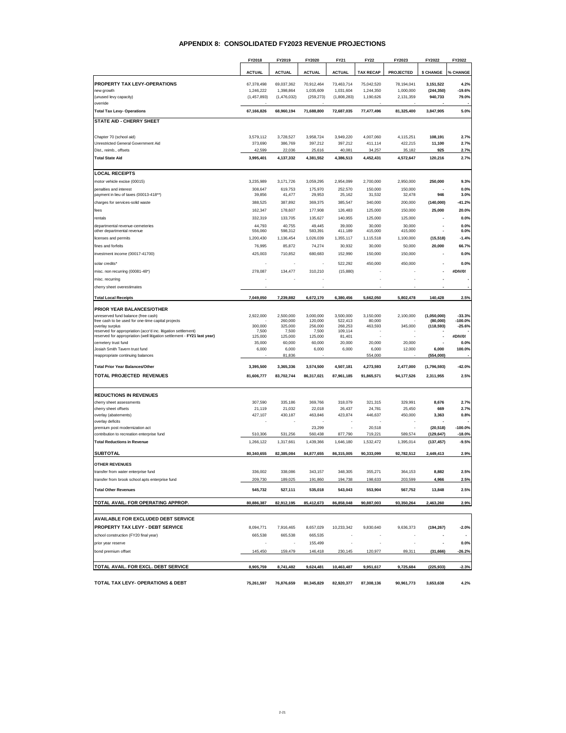# APPENDIX 8: CONSOLIDATED FY2023 REVENUE PROJECTIONS

| | FY2018 | FY2019 | FY2020 | FY21 | FY22 | FY2023 | FY2022 | FY2022 |
|---|---|---|---|---|---|---|---|---|
| | ACTUAL | ACTUAL | ACTUAL | ACTUAL | TAX RECAP | PROJECTED | $ CHANGE | % CHANGE |
| **PROPERTY TAX LEVY-OPERATIONS** | 67,378,498 | 69,037,362 | 70,912,464 | 73,463,714 | 75,042,520 | 78,194,041 | **3,151,522** | **4.2%** |
| new growth | 1,246,222 | 1,398,864 | 1,035,609 | 1,031,604 | 1,244,350 | 1,000,000 | **(244,350)** | **-19.6%** |
| (unused levy capacity) | (1,457,893) | (1,476,032) | (259,273) | (1,808,283) | 1,190,626 | 2,131,359 | **940,733** | **79.0%** |
| override | - | | - | | - | - | - | - |
| **Total Tax Levy- Operations** | **67,166,826** | **68,960,194** | **71,688,800** | **72,687,035** | **77,477,496** | **81,325,400** | **3,847,905** | **5.0%** |
| **STATE AID - CHERRY SHEET** | | | | | | | | |
| Chapter 70 (school aid) | 3,579,112 | 3,728,527 | 3,958,724 | 3,949,220 | 4,007,060 | 4,115,251 | **108,191** | **2.7%** |
| Unrestricted General Government Aid | 373,690 | 386,769 | 397,212 | 397,212 | 411,114 | 422,215 | **11,100** | **2.7%** |
| Dist., reimb., offsets | 42,599 | 22,036 | 25,616 | 40,081 | 34,257 | 35,182 | **925** | **2.7%** |
| **Total State Aid** | **3,995,401** | **4,137,332** | **4,381,552** | **4,386,513** | **4,452,431** | **4,572,647** | **120,216** | **2.7%** |
| **LOCAL RECEIPTS** | | | | | | | | |
| motor vehicle excise (00015) | 3,235,989 | 3,171,726 | 3,059,295 | 2,954,099 | 2,700,000 | 2,950,000 | **250,000** | **9.3%** |
| penalties and interest | 308,647 | 619,753 | 175,970 | 252,570 | 150,000 | 150,000 | - | **0.0%** |
| payment in lieu of taxes (00013-418**) | 39,856 | 41,477 | 29,953 | 25,162 | 31,532 | 32,478 | **946** | **3.0%** |
| charges for services-solid waste | 388,525 | 387,892 | 369,375 | 385,547 | 340,000 | 200,000 | **(140,000)** | **-41.2%** |
| fees | 162,347 | 178,607 | 177,908 | 126,483 | 125,000 | 150,000 | **25,000** | **20.0%** |
| rentals | 332,319 | 133,705 | 135,627 | 140,955 | 125,000 | 125,000 | - | **0.0%** |
| departmental revenue-cemeteries | 44,793 | 40,755 | 49,445 | 39,000 | 30,000 | 30,000 | - | **0.0%** |
| other departmental revenue | 556,060 | 598,312 | 583,391 | 411,189 | 415,000 | 415,000 | - | **0.0%** |
| licenses and permits | 1,200,430 | 1,136,454 | 1,026,039 | 1,355,117 | 1,115,518 | 1,100,000 | **(15,518)** | **-1.4%** |
| fines and forfeits | 76,995 | 85,872 | 74,274 | 30,932 | 30,000 | 50,000 | **20,000** | **66.7%** |
| investment income (00017-41700) | 425,003 | 710,852 | 680,683 | 152,990 | 150,000 | 150,000 | - | **0.0%** |
| solar credits* | - | - | - | 522,292 | 450,000 | 450,000 | - | **0.0%** |
| misc. non recurring (00081-48*) | 278,087 | 134,477 | 310,210 | (15,880) | - | - | - | **#DIV/0!** |
| misc. recurring | - | - | - | | - | - | - | - |
| cherry sheet overestimates | - | | - | | - | - | - | - |
| **Total Local Receipts** | **7,049,050** | **7,239,882** | **6,672,170** | **6,380,456** | **5,662,050** | **5,802,478** | **140,428** | **2.5%** |
| **PRIOR YEAR BALANCES/OTHER** | | | | | | | | |
| unreserved fund balance (free cash) | 2,922,000 | 2,500,000 | 3,000,000 | 3,500,000 | 3,150,000 | 2,100,000 | **(1,050,000)** | **-33.3%** |
| free cash to be used for one-time capital projects | - | 260,000 | 120,000 | 522,413 | 80,000 | - | **(80,000)** | **-100.0%** |
| overlay surplus | 300,000 | 325,000 | 256,000 | 268,253 | 463,593 | 345,000 | **(118,593)** | **-25.6%** |
| reserved for appropriation (accr'd inc. litigation settlement) | 7,500 | 7,500 | 7,500 | 109,114 | - | | - | - |
| reserved for appropriation (well litigation settlement - **FY21 last year**) | 125,000 | 125,000 | 125,000 | 81,401 | - | - | - | **#DIV/0!** |
| cemetery trust fund | 35,000 | 60,000 | 60,000 | 20,000 | 20,000 | 20,000 | - | **0.0%** |
| Josiah Smith Tavern trust fund | 6,000 | 6,000 | 6,000 | 6,000 | 6,000 | 12,000 | **6,000** | **100.0%** |
| reappropriate continuing balances | - | 81,836 | - | | 554,000 | - | **(554,000)** | - |
| **Total Prior Year Balances/Other** | **3,395,500** | **3,365,336** | **3,574,500** | **4,507,181** | **4,273,593** | **2,477,000** | **(1,796,593)** | **-42.0%** |
| **TOTAL PROJECTED REVENUES** | **81,606,777** | **83,702,744** | **86,317,021** | **87,961,185** | **91,865,571** | **94,177,526** | **2,311,955** | **2.5%** |
| **REDUCTIONS IN REVENUES** | | | | | | | | |
| cherry sheet assessments | 307,590 | 335,186 | 369,766 | 318,079 | 321,315 | 329,991 | **8,676** | **2.7%** |
| cherry sheet offsets | 21,119 | 21,032 | 22,018 | 26,437 | 24,781 | 25,450 | **669** | **2.7%** |
| overlay (abatements) | 427,107 | 430,187 | 463,846 | 423,874 | 446,637 | 450,000 | **3,363** | **0.8%** |
| overlay deficits | - | - | - | - | - | - | - | - |
| premium post modernization act | | | 23,299 | - | 20,518 | - | **(20,518)** | **-100.0%** |
| contribution to recreation enterprise fund | 510,306 | 531,256 | 560,438 | 877,790 | 719,221 | 589,574 | **(129,647)** | **-18.0%** |
| **Total Reductions in Revenue** | 1,266,122 | 1,317,661 | 1,439,366 | 1,646,180 | 1,532,472 | 1,395,014 | **(137,457)** | **-9.5%** |
| **SUBTOTAL** | **80,340,655** | **82,385,084** | **84,877,655** | **86,315,005** | **90,333,099** | **92,782,512** | **2,449,413** | **2.9%** |
| **OTHER REVENUES** | | | | | | | | |
| transfer from water enterprise fund | 336,002 | 338,086 | 343,157 | 348,305 | 355,271 | 364,153 | **8,882** | **2.5%** |
| transfer from brook school apts enterprise fund | 209,730 | 189,025 | 191,860 | 194,738 | 198,633 | 203,599 | **4,966** | **2.5%** |
| **Total Other Revenues** | **545,732** | **527,111** | **535,018** | **543,043** | **553,904** | **567,752** | **13,848** | **2.5%** |
| **TOTAL AVAIL. FOR OPERATING APPROP.** | **80,886,387** | **82,912,195** | **85,412,673** | **86,858,048** | **90,887,003** | **93,350,264** | **2,463,260** | **2.9%** |
| **AVAILABLE FOR EXCLUDED DEBT SERVICE** | | | | | | | | |
| **PROPERTY TAX LEVY - DEBT SERVICE** | 8,094,771 | 7,916,465 | 8,657,029 | 10,233,342 | 9,830,640 | 9,636,373 | **(194,267)** | **-2.0%** |
| school construction (FY20 final year) | 665,538 | 665,538 | 665,535 | | - | - | - | - |
| prior year reserve | - | - | 155,499 | | - | - | - | **0.0%** |
| bond premium offset | 145,450 | 159,479 | 146,418 | 230,145 | 120,977 | 89,311 | **(31,666)** | **-26.2%** |
| **TOTAL AVAIL. FOR EXCL. DEBT SERVICE** | **8,905,759** | **8,741,482** | **9,624,481** | **10,463,487** | **9,951,617** | **9,725,684** | **(225,933)** | **-2.3%** |
| **TOTAL TAX LEVY- OPERATIONS & DEBT** | **75,261,597** | **76,876,659** | **80,345,829** | **82,920,377** | **87,308,136** | **90,961,773** | **3,653,638** | **4.2%** |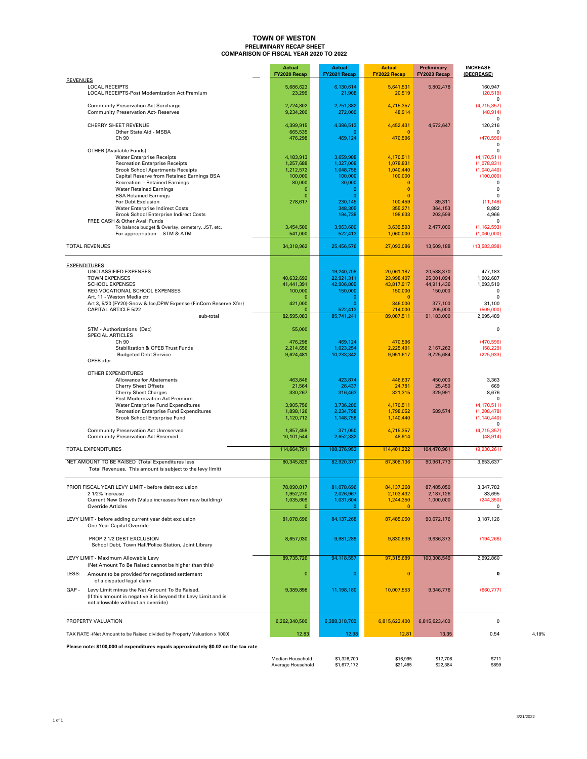# TOWN OF WESTON

## PRELIMINARY RECAP SHEET

## COMPARISON OF FISCAL YEAR 2020 TO 2022

| | Actual FY2020 Recap | Actual FY2021 Recap | Actual FY2022 Recap | Preliminary FY2023 Recap | INCREASE (DECREASE) |
|---|---|---|---|---|---|
| **REVENUES** | | | | | |
| LOCAL RECEIPTS | 5,686,623 | 6,130,614 | 5,641,531 | 5,802,478 | 160,947 |
| LOCAL RECEIPTS-Post Modernization Act Premium | 23,299 | 21,908 | 20,519 | | (20,519) |
| | | | | | 0 |
| Community Preservation Act Surcharge | 2,724,802 | 2,751,382 | 4,715,357 | | (4,715,357) |
| Community Preservation Act- Reserves | 9,234,200 | 272,000 | 48,914 | | (48,914) |
| | | | | | 0 |
| CHERRY SHEET REVENUE | 4,399,915 | 4,386,513 | 4,452,431 | 4,572,647 | 120,216 |
| Other State Aid - MSBA | 665,535 | 0 | 0 | | 0 |
| Ch 90 | 476,298 | 469,124 | 470,596 | | (470,596) |
| | | | | | 0 |
| OTHER (Available Funds) | | | | | 0 |
| Water Enterprise Receipts | 4,183,913 | 3,659,988 | 4,170,511 | | (4,170,511) |
| Recreation Enterprise Receipts | 1,257,688 | 1,327,008 | 1,078,831 | | (1,078,831) |
| Brook School Apartments Receipts | 1,212,572 | 1,048,758 | 1,040,440 | | (1,040,440) |
| Capital Reserve from Retained Earnings BSA | 100,000 | 100,000 | 100,000 | | (100,000) |
| Recreation - Retained Earnings | 80,000 | 30,000 | 0 | | 0 |
| Water Retained Earnings | 0 | 0 | 0 | | 0 |
| BSA Retained Earnings | 0 | 0 | 0 | | 0 |
| For Debt Exclusion | 278,617 | 230,145 | 100,459 | 89,311 | (11,148) |
| Water Enterprise Indirect Costs | | 348,305 | 355,271 | 364,153 | 8,882 |
| Brook School Enterprise Indirect Costs | | 194,738 | 198,633 | 203,599 | 4,966 |
| FREE CASH & Other Avail Funds | | | | | 0 |
| To balance budget & Overlay, cemetery, JST, etc. | 3,454,500 | 3,963,680 | 3,639,593 | 2,477,000 | (1,162,593) |
| For appropriation STM & ATM | 541,000 | 522,413 | 1,060,000 | | (1,060,000) |
| TOTAL REVENUES | 34,318,962 | 25,456,576 | 27,093,086 | 13,509,188 | (13,583,898) |
| **EXPENDITURES** | | | | | |
| UNCLASSIFIED EXPENSES | | 19,240,708 | 20,061,187 | 20,538,370 | 477,183 |
| TOWN EXPENSES | 40,632,692 | 22,921,311 | 23,998,407 | 25,001,094 | 1,002,687 |
| SCHOOL EXPENSES | 41,441,391 | 42,906,809 | 43,817,917 | 44,911,436 | 1,093,519 |
| REG VOCATIONAL SCHOOL EXPENSES | 100,000 | 150,000 | 150,000 | 150,000 | 0 |
| Art. 11 - Weston Media ctr | 0 | 0 | 0 | | 0 |
| Art 3, 5/20 (FY20)-Snow & Ice,DPW Expense (FinCom Reserve Xfer) | 421,000 | 0 | 346,000 | 377,100 | 31,100 |
| CAPITAL ARTICLE 5/22 | 0 | 522,413 | 714,000 | 205,000 | (509,000) |
| sub-total | 82,595,083 | 85,741,241 | 89,087,511 | 91,183,000 | 2,095,489 |
| STM - Authorizations (Dec) | 55,000 | | | | 0 |
| SPECIAL ARTICLES | | | | | |
| Ch 90 | 476,298 | 469,124 | 470,596 | | (470,596) |
| Stabilization & OPEB Trust Funds | 2,214,656 | 1,023,254 | 2,225,491 | 2,167,262 | (58,229) |
| Budgeted Debt Service | 9,624,481 | 10,233,342 | 9,951,617 | 9,725,684 | (225,933) |
| OPEB xfer | | | | | |
| OTHER EXPENDITURES | | | | | |
| Allowance for Abatements | 463,846 | 423,874 | 446,637 | 450,000 | 3,363 |
| Cherry Sheet Offsets | 21,564 | 26,437 | 24,781 | 25,450 | 669 |
| Cherry Sheet Charges | 330,267 | 316,463 | 321,315 | 329,991 | 8,676 |
| Post Modernization Act Premium | | | | | 0 |
| Water Enterprise Fund Expenditures | 3,905,756 | 3,736,280 | 4,170,511 | | (4,170,511) |
| Recreation Enterprise Fund Expenditures | 1,898,126 | 2,234,798 | 1,798,052 | 589,574 | (1,208,478) |
| Brook School Enterprise Fund | 1,120,712 | 1,148,758 | 1,140,440 | | (1,140,440) |
| | | | | | 0 |
| Community Preservation Act Unreserved | 1,857,458 | 371,050 | 4,715,357 | | (4,715,357) |
| Community Preservation Act Reserved | 10,101,544 | 2,652,332 | 48,914 | | (48,914) |
| TOTAL EXPENDITURES | 114,664,791 | 108,376,953 | 114,401,222 | 104,470,961 | (9,930,261) |
| NET AMOUNT TO BE RAISED (Total Expenditures less Total Revenues. This amount is subject to the levy limit) | 80,345,829 | 82,920,377 | 87,308,136 | 90,961,773 | 3,653,637 |
| PRIOR FISCAL YEAR LEVY LIMIT - before debt exclusion | 78,090,817 | 81,078,696 | 84,137,268 | 87,485,050 | 3,347,782 |
| 2 1/2% Increase | 1,952,270 | 2,026,967 | 2,103,432 | 2,187,126 | 83,695 |
| Current New Growth (Value increases from new building) | 1,035,609 | 1,031,604 | 1,244,350 | 1,000,000 | (244,350) |
| Override Articles | 0 | 0 | 0 | | 0 |
| LEVY LIMIT - before adding current year debt exclusion | 81,078,696 | 84,137,268 | 87,485,050 | 90,672,176 | 3,187,126 |
| One Year Capital Override - | | | | | |
| PROP 2 1/2 DEBT EXCLUSION School Debt, Town Hall/Police Station, Joint Library | 8,657,030 | 9,981,289 | 9,830,639 | 9,636,373 | (194,266) |
| LEVY LIMIT - Maximum Allowable Levy (Net Amount To Be Raised cannot be higher than this) | 89,735,726 | 94,118,557 | 97,315,689 | 100,308,549 | 2,992,860 |
| LESS: Amount to be provided for negotiated settlement of a disputed legal claim | 0 | 0 | 0 | | **0** |
| GAP - Levy Limit minus the Net Amount To Be Raised. (If this amount is negative it is beyond the Levy Limit and is not allowable without an override) | 9,389,898 | 11,198,180 | 10,007,553 | 9,346,776 | (660,777) |
| PROPERTY VALUATION | 6,262,340,500 | 6,388,318,700 | 6,815,623,400 | 6,815,623,400 | 0 |
| TAX RATE -(Net Amount to be Raised divided by Property Valuation x 1000) | 12.83 | 12.98 | 12.81 | 13.35 | 0.54 (4.18%) |

**Please note: $100,000 of expenditures equals approximately $0.02 on the tax rate**

| | | | | |
|---|---|---|---|---|
| Median Household | $1,326,700 | $16,995 | $17,706 | $711 |
| Average Household | $1,677,172 | $21,485 | $22,384 | $899 |

3/21/2022